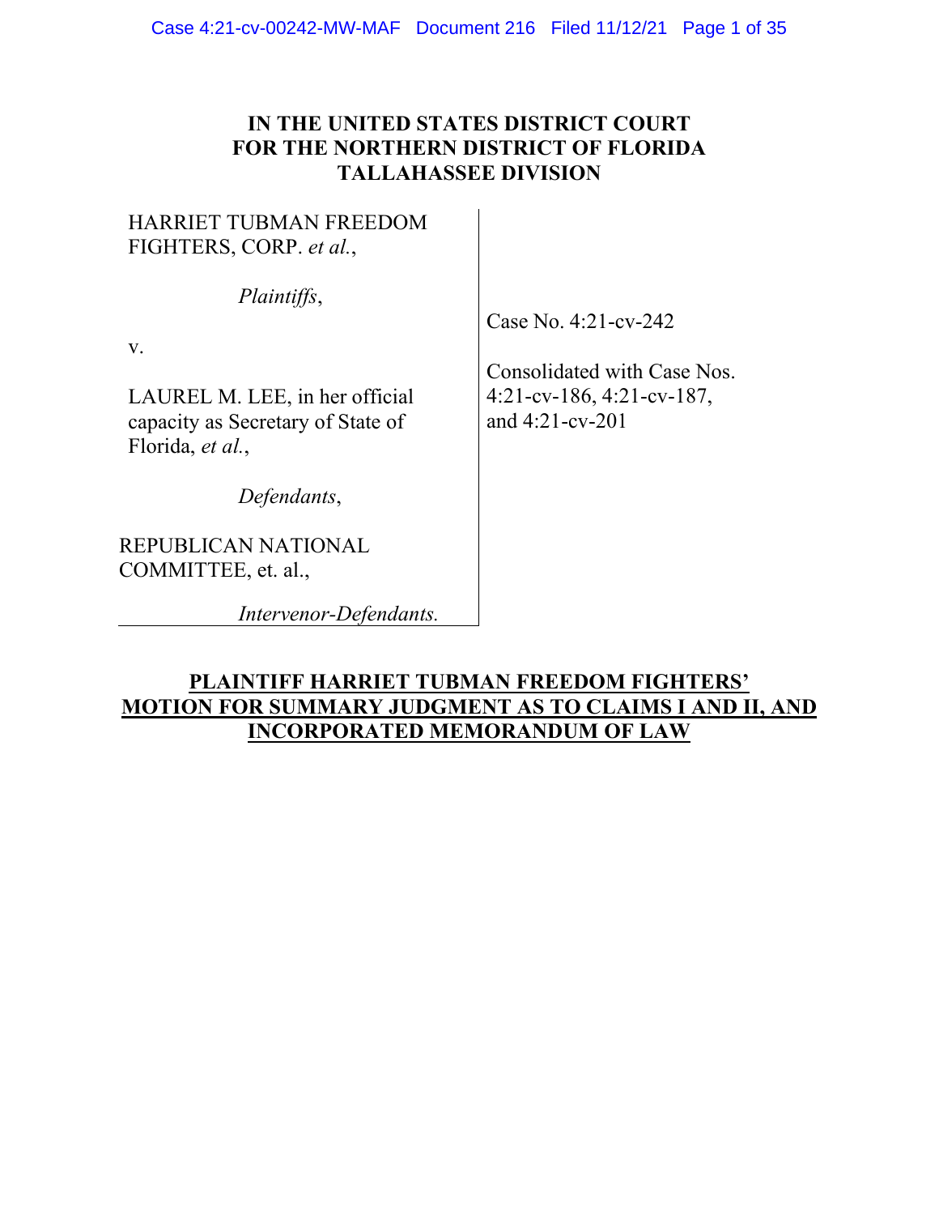# IN THE UNITED STATES DISTRICT COURT FOR THE NORTHERN DISTRICT OF FLORIDA TALLAHASSEE DIVISION

| | |
|---|---|
| HARRIET TUBMAN FREEDOM FIGHTERS, CORP. *et al.*,<br><br>*Plaintiffs*,<br><br>v.<br><br>LAUREL M. LEE, in her official capacity as Secretary of State of Florida, *et al.*,<br><br>*Defendants*,<br><br>REPUBLICAN NATIONAL COMMITTEE, et. al.,<br><br>*Intervenor-Defendants.* | Case No. 4:21-cv-242<br><br>Consolidated with Case Nos. 4:21-cv-186, 4:21-cv-187, and 4:21-cv-201 |

**PLAINTIFF HARRIET TUBMAN FREEDOM FIGHTERS' MOTION FOR SUMMARY JUDGMENT AS TO CLAIMS I AND II, AND INCORPORATED MEMORANDUM OF LAW**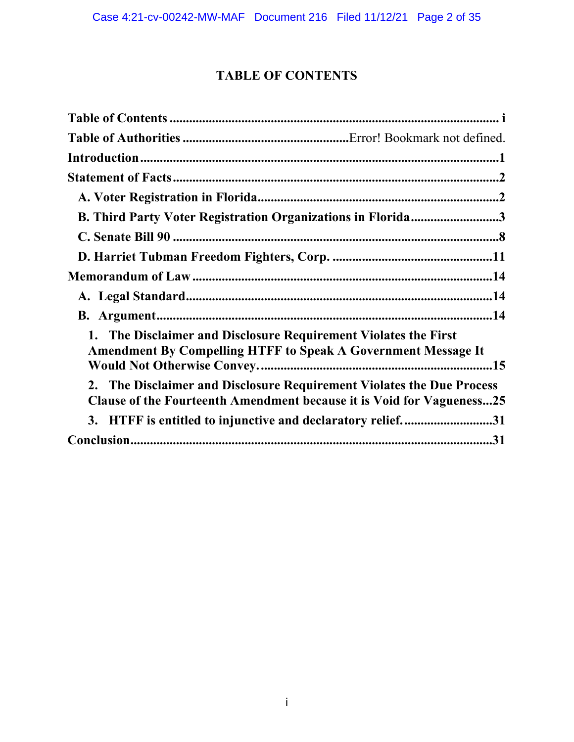# TABLE OF CONTENTS

**Table of Contents** ........................................................................................... i

**Table of Authorities** ..................................................Error! Bookmark not defined.

**Introduction** ..................................................................................................... 1

**Statement of Facts** ........................................................................................... 2

- **A. Voter Registration in Florida** ............................................................... 2
- **B. Third Party Voter Registration Organizations in Florida** ........................... 3
- **C. Senate Bill 90** ....................................................................................... 8
- **D. Harriet Tubman Freedom Fighters, Corp.** ................................................ 11

**Memorandum of Law** ........................................................................................ 14

- **A. Legal Standard** .................................................................................... 14
- **B. Argument** ............................................................................................. 14
  - **1. The Disclaimer and Disclosure Requirement Violates the First Amendment By Compelling HTFF to Speak A Government Message It Would Not Otherwise Convey.** ......................................................... 15
  - **2. The Disclaimer and Disclosure Requirement Violates the Due Process Clause of the Fourteenth Amendment because it is Void for Vagueness** ... 25
  - **3. HTFF is entitled to injunctive and declaratory relief.** ............................ 31

**Conclusion** ......................................................................................................... 31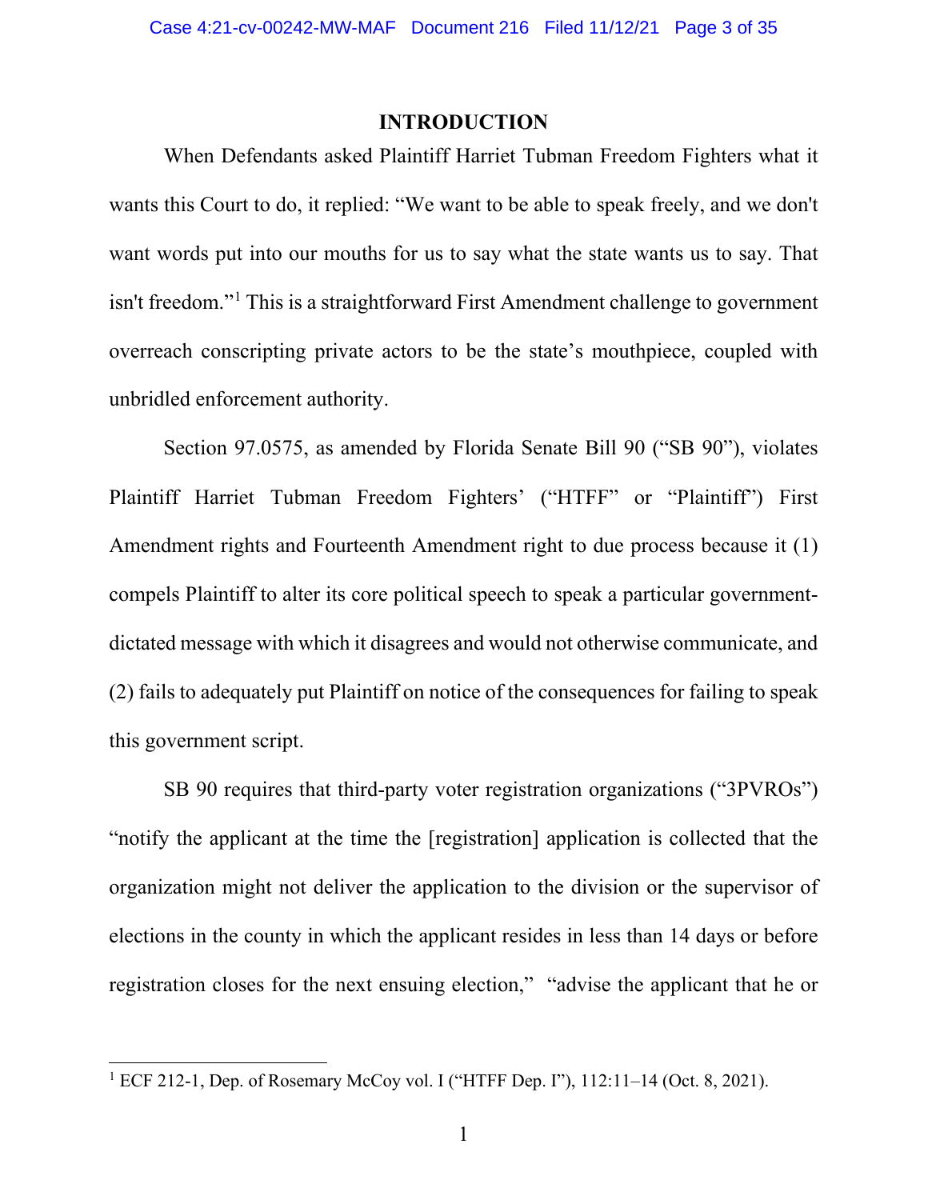## INTRODUCTION

When Defendants asked Plaintiff Harriet Tubman Freedom Fighters what it wants this Court to do, it replied: "We want to be able to speak freely, and we don't want words put into our mouths for us to say what the state wants us to say. That isn't freedom."[1] This is a straightforward First Amendment challenge to government overreach conscripting private actors to be the state's mouthpiece, coupled with unbridled enforcement authority.

Section 97.0575, as amended by Florida Senate Bill 90 ("SB 90"), violates Plaintiff Harriet Tubman Freedom Fighters' ("HTFF" or "Plaintiff") First Amendment rights and Fourteenth Amendment right to due process because it (1) compels Plaintiff to alter its core political speech to speak a particular government-dictated message with which it disagrees and would not otherwise communicate, and (2) fails to adequately put Plaintiff on notice of the consequences for failing to speak this government script.

SB 90 requires that third-party voter registration organizations ("3PVROs") "notify the applicant at the time the [registration] application is collected that the organization might not deliver the application to the division or the supervisor of elections in the county in which the applicant resides in less than 14 days or before registration closes for the next ensuing election," "advise the applicant that he or

---

[1] ECF 212-1, Dep. of Rosemary McCoy vol. I ("HTFF Dep. I"), 112:11–14 (Oct. 8, 2021).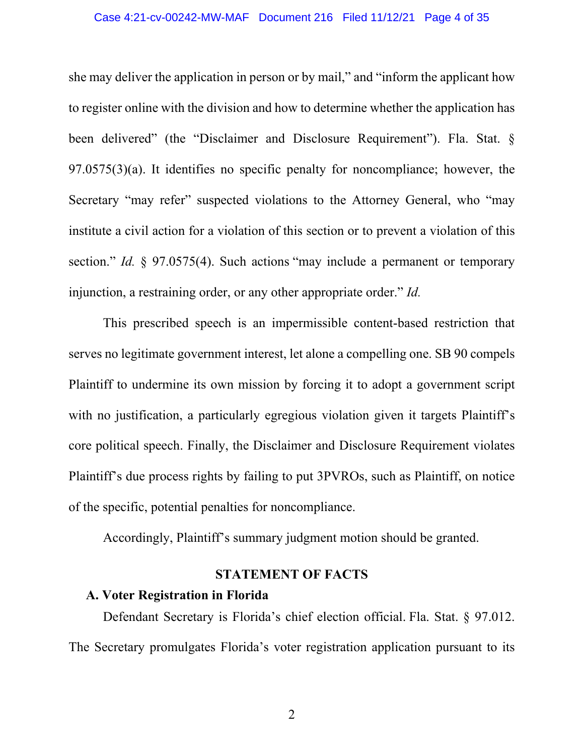she may deliver the application in person or by mail," and "inform the applicant how to register online with the division and how to determine whether the application has been delivered" (the "Disclaimer and Disclosure Requirement"). Fla. Stat. § 97.0575(3)(a). It identifies no specific penalty for noncompliance; however, the Secretary "may refer" suspected violations to the Attorney General, who "may institute a civil action for a violation of this section or to prevent a violation of this section." *Id.* § 97.0575(4). Such actions "may include a permanent or temporary injunction, a restraining order, or any other appropriate order." *Id.*

This prescribed speech is an impermissible content-based restriction that serves no legitimate government interest, let alone a compelling one. SB 90 compels Plaintiff to undermine its own mission by forcing it to adopt a government script with no justification, a particularly egregious violation given it targets Plaintiff's core political speech. Finally, the Disclaimer and Disclosure Requirement violates Plaintiff's due process rights by failing to put 3PVROs, such as Plaintiff, on notice of the specific, potential penalties for noncompliance.

Accordingly, Plaintiff's summary judgment motion should be granted.

## STATEMENT OF FACTS

### A. Voter Registration in Florida

Defendant Secretary is Florida's chief election official. Fla. Stat. § 97.012. The Secretary promulgates Florida's voter registration application pursuant to its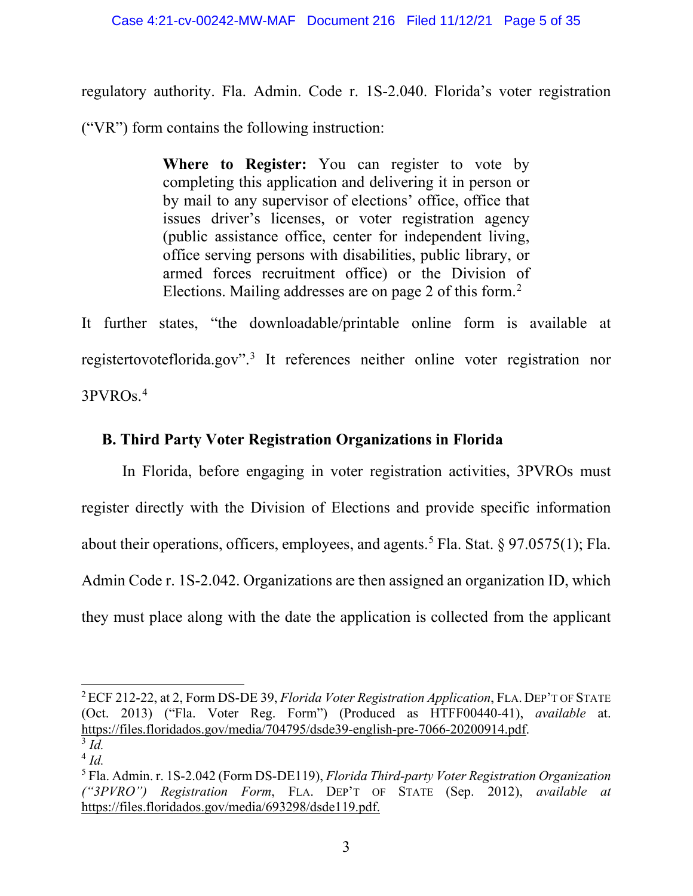regulatory authority. Fla. Admin. Code r. 1S-2.040. Florida's voter registration ("VR") form contains the following instruction:

> **Where to Register:** You can register to vote by completing this application and delivering it in person or by mail to any supervisor of elections' office, office that issues driver's licenses, or voter registration agency (public assistance office, center for independent living, office serving persons with disabilities, public library, or armed forces recruitment office) or the Division of Elections. Mailing addresses are on page 2 of this form.[2]

It further states, "the downloadable/printable online form is available at registertovoteflorida.gov".[3] It references neither online voter registration nor 3PVROs.[4]

### B. Third Party Voter Registration Organizations in Florida

In Florida, before engaging in voter registration activities, 3PVROs must register directly with the Division of Elections and provide specific information about their operations, officers, employees, and agents.[5] Fla. Stat. § 97.0575(1); Fla. Admin Code r. 1S-2.042. Organizations are then assigned an organization ID, which they must place along with the date the application is collected from the applicant

---

[2] ECF 212-22, at 2, Form DS-DE 39, *Florida Voter Registration Application*, FLA. DEP'T OF STATE (Oct. 2013) ("Fla. Voter Reg. Form") (Produced as HTFF00440-41), *available* at. https://files.floridados.gov/media/704795/dsde39-english-pre-7066-20200914.pdf.

[3] *Id.*

[4] *Id.*

[5] Fla. Admin. r. 1S-2.042 (Form DS-DE119), *Florida Third-party Voter Registration Organization ("3PVRO") Registration Form*, FLA. DEP'T OF STATE (Sep. 2012), *available at* https://files.floridados.gov/media/693298/dsde119.pdf.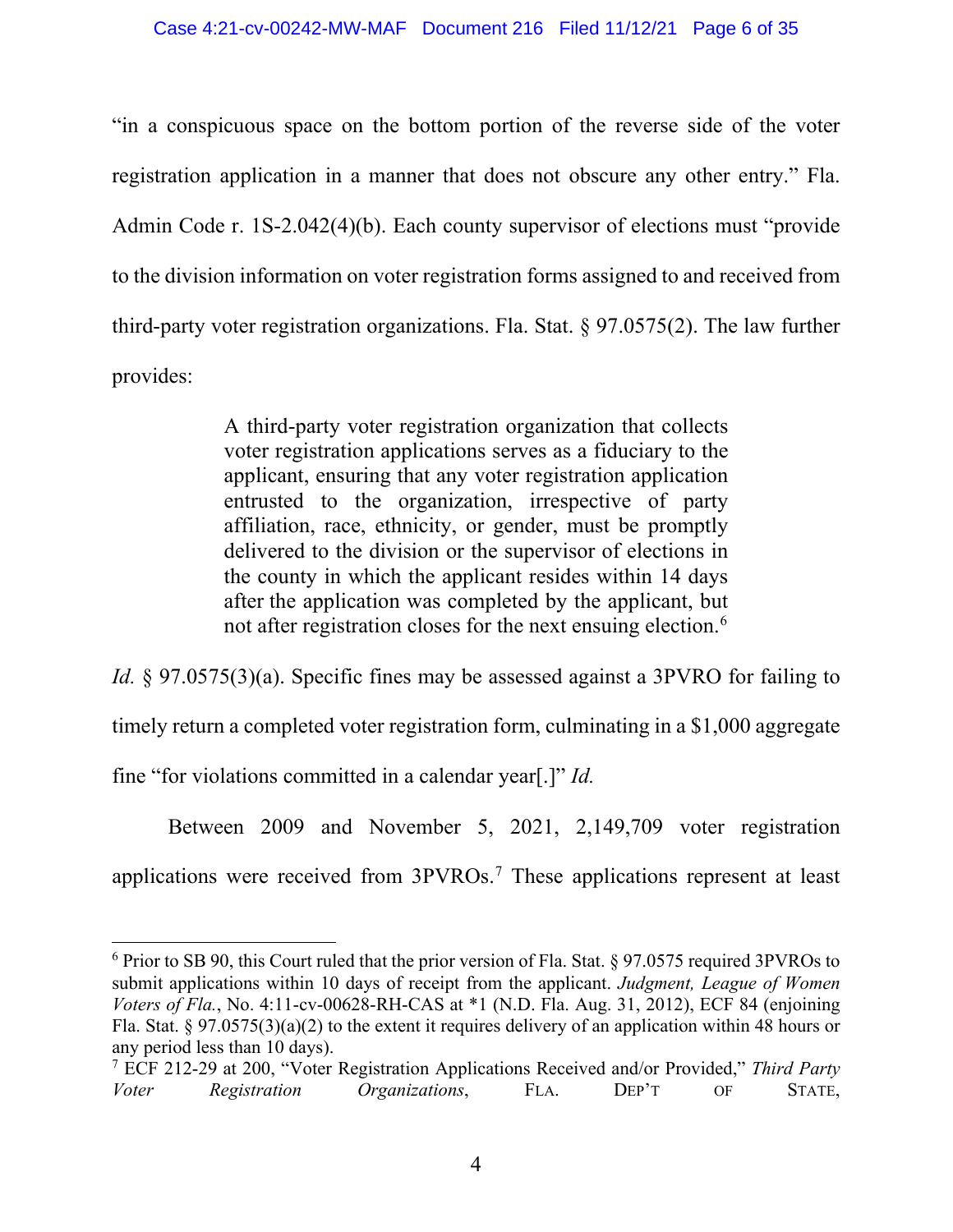"in a conspicuous space on the bottom portion of the reverse side of the voter registration application in a manner that does not obscure any other entry." Fla. Admin Code r. 1S-2.042(4)(b). Each county supervisor of elections must "provide to the division information on voter registration forms assigned to and received from third-party voter registration organizations. Fla. Stat. § 97.0575(2). The law further provides:

> A third-party voter registration organization that collects voter registration applications serves as a fiduciary to the applicant, ensuring that any voter registration application entrusted to the organization, irrespective of party affiliation, race, ethnicity, or gender, must be promptly delivered to the division or the supervisor of elections in the county in which the applicant resides within 14 days after the application was completed by the applicant, but not after registration closes for the next ensuing election.[6]

*Id.* § 97.0575(3)(a). Specific fines may be assessed against a 3PVRO for failing to timely return a completed voter registration form, culminating in a $1,000 aggregate fine "for violations committed in a calendar year[.]" *Id.*

Between 2009 and November 5, 2021, 2,149,709 voter registration applications were received from 3PVROs.[7] These applications represent at least

---

[6] Prior to SB 90, this Court ruled that the prior version of Fla. Stat. § 97.0575 required 3PVROs to submit applications within 10 days of receipt from the applicant. *Judgment, League of Women Voters of Fla.*, No. 4:11-cv-00628-RH-CAS at *1 (N.D. Fla. Aug. 31, 2012), ECF 84 (enjoining Fla. Stat. § 97.0575(3)(a)(2) to the extent it requires delivery of an application within 48 hours or any period less than 10 days).

[7] ECF 212-29 at 200, "Voter Registration Applications Received and/or Provided," *Third Party Voter Registration Organizations*, FLA. DEP'T OF STATE,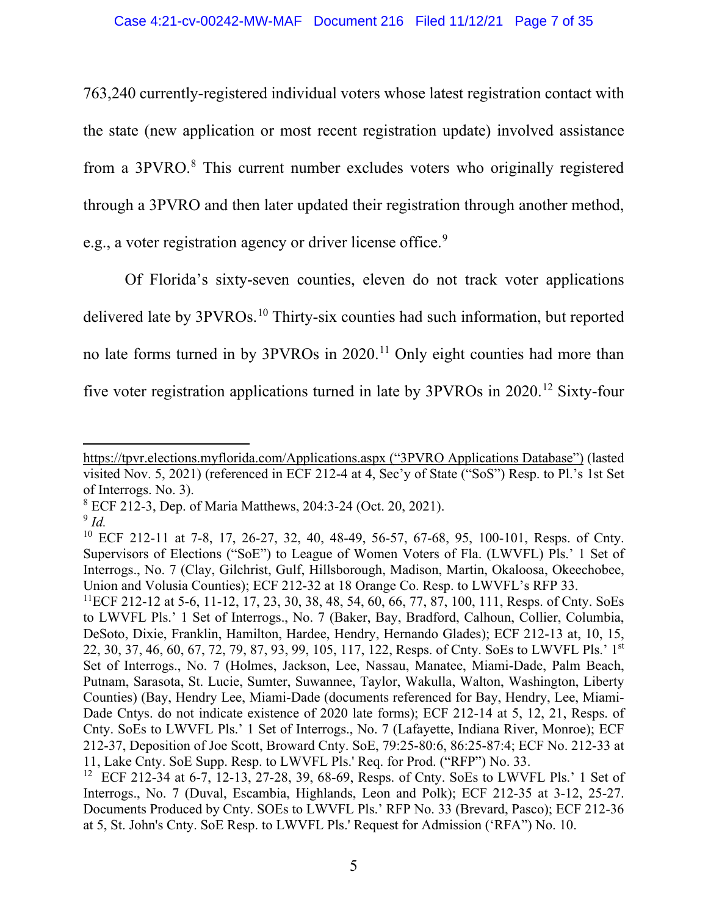763,240 currently-registered individual voters whose latest registration contact with the state (new application or most recent registration update) involved assistance from a 3PVRO.[8] This current number excludes voters who originally registered through a 3PVRO and then later updated their registration through another method, e.g., a voter registration agency or driver license office.[9]

Of Florida's sixty-seven counties, eleven do not track voter applications delivered late by 3PVROs.[10] Thirty-six counties had such information, but reported no late forms turned in by 3PVROs in 2020.[11] Only eight counties had more than five voter registration applications turned in late by 3PVROs in 2020.[12] Sixty-four

---

https://tpvr.elections.myflorida.com/Applications.aspx ("3PVRO Applications Database") (lasted visited Nov. 5, 2021) (referenced in ECF 212-4 at 4, Sec'y of State ("SoS") Resp. to Pl.'s 1st Set of Interrogs. No. 3).

[8] ECF 212-3, Dep. of Maria Matthews, 204:3-24 (Oct. 20, 2021).

[9] *Id.*

[10] ECF 212-11 at 7-8, 17, 26-27, 32, 40, 48-49, 56-57, 67-68, 95, 100-101, Resps. of Cnty. Supervisors of Elections ("SoE") to League of Women Voters of Fla. (LWVFL) Pls.' 1 Set of Interrogs., No. 7 (Clay, Gilchrist, Gulf, Hillsborough, Madison, Martin, Okaloosa, Okeechobee, Union and Volusia Counties); ECF 212-32 at 18 Orange Co. Resp. to LWVFL's RFP 33.

[11] ECF 212-12 at 5-6, 11-12, 17, 23, 30, 38, 48, 54, 60, 66, 77, 87, 100, 111, Resps. of Cnty. SoEs to LWVFL Pls.' 1 Set of Interrogs., No. 7 (Baker, Bay, Bradford, Calhoun, Collier, Columbia, DeSoto, Dixie, Franklin, Hamilton, Hardee, Hendry, Hernando Glades); ECF 212-13 at, 10, 15, 22, 30, 37, 46, 60, 67, 72, 79, 87, 93, 99, 105, 117, 122, Resps. of Cnty. SoEs to LWVFL Pls.' 1st Set of Interrogs., No. 7 (Holmes, Jackson, Lee, Nassau, Manatee, Miami-Dade, Palm Beach, Putnam, Sarasota, St. Lucie, Sumter, Suwannee, Taylor, Wakulla, Walton, Washington, Liberty Counties) (Bay, Hendry Lee, Miami-Dade (documents referenced for Bay, Hendry, Lee, Miami-Dade Cntys. do not indicate existence of 2020 late forms); ECF 212-14 at 5, 12, 21, Resps. of Cnty. SoEs to LWVFL Pls.' 1 Set of Interrogs., No. 7 (Lafayette, Indiana River, Monroe); ECF 212-37, Deposition of Joe Scott, Broward Cnty. SoE, 79:25-80:6, 86:25-87:4; ECF No. 212-33 at 11, Lake Cnty. SoE Supp. Resp. to LWVFL Pls.' Req. for Prod. ("RFP") No. 33.

[12] ECF 212-34 at 6-7, 12-13, 27-28, 39, 68-69, Resps. of Cnty. SoEs to LWVFL Pls.' 1 Set of Interrogs., No. 7 (Duval, Escambia, Highlands, Leon and Polk); ECF 212-35 at 3-12, 25-27. Documents Produced by Cnty. SOEs to LWVFL Pls.' RFP No. 33 (Brevard, Pasco); ECF 212-36 at 5, St. John's Cnty. SoE Resp. to LWVFL Pls.' Request for Admission ('RFA") No. 10.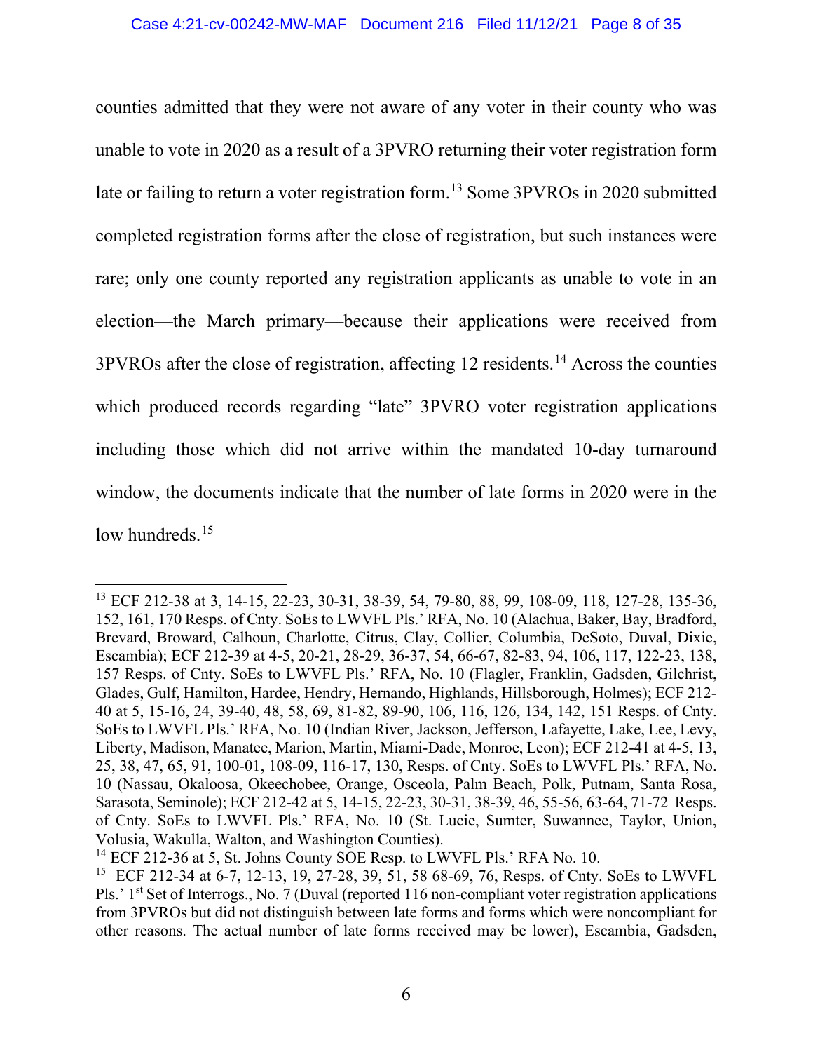counties admitted that they were not aware of any voter in their county who was unable to vote in 2020 as a result of a 3PVRO returning their voter registration form late or failing to return a voter registration form.[13] Some 3PVROs in 2020 submitted completed registration forms after the close of registration, but such instances were rare; only one county reported any registration applicants as unable to vote in an election—the March primary—because their applications were received from 3PVROs after the close of registration, affecting 12 residents.[14] Across the counties which produced records regarding "late" 3PVRO voter registration applications including those which did not arrive within the mandated 10-day turnaround window, the documents indicate that the number of late forms in 2020 were in the low hundreds.[15]

---

[13] ECF 212-38 at 3, 14-15, 22-23, 30-31, 38-39, 54, 79-80, 88, 99, 108-09, 118, 127-28, 135-36, 152, 161, 170 Resps. of Cnty. SoEs to LWVFL Pls.' RFA, No. 10 (Alachua, Baker, Bay, Bradford, Brevard, Broward, Calhoun, Charlotte, Citrus, Clay, Collier, Columbia, DeSoto, Duval, Dixie, Escambia); ECF 212-39 at 4-5, 20-21, 28-29, 36-37, 54, 66-67, 82-83, 94, 106, 117, 122-23, 138, 157 Resps. of Cnty. SoEs to LWVFL Pls.' RFA, No. 10 (Flagler, Franklin, Gadsden, Gilchrist, Glades, Gulf, Hamilton, Hardee, Hendry, Hernando, Highlands, Hillsborough, Holmes); ECF 212-40 at 5, 15-16, 24, 39-40, 48, 58, 69, 81-82, 89-90, 106, 116, 126, 134, 142, 151 Resps. of Cnty. SoEs to LWVFL Pls.' RFA, No. 10 (Indian River, Jackson, Jefferson, Lafayette, Lake, Lee, Levy, Liberty, Madison, Manatee, Marion, Martin, Miami-Dade, Monroe, Leon); ECF 212-41 at 4-5, 13, 25, 38, 47, 65, 91, 100-01, 108-09, 116-17, 130, Resps. of Cnty. SoEs to LWVFL Pls.' RFA, No. 10 (Nassau, Okaloosa, Okeechobee, Orange, Osceola, Palm Beach, Polk, Putnam, Santa Rosa, Sarasota, Seminole); ECF 212-42 at 5, 14-15, 22-23, 30-31, 38-39, 46, 55-56, 63-64, 71-72 Resps. of Cnty. SoEs to LWVFL Pls.' RFA, No. 10 (St. Lucie, Sumter, Suwannee, Taylor, Union, Volusia, Wakulla, Walton, and Washington Counties).

[14] ECF 212-36 at 5, St. Johns County SOE Resp. to LWVFL Pls.' RFA No. 10.

[15] ECF 212-34 at 6-7, 12-13, 19, 27-28, 39, 51, 58 68-69, 76, Resps. of Cnty. SoEs to LWVFL Pls.' 1st Set of Interrogs., No. 7 (Duval (reported 116 non-compliant voter registration applications from 3PVROs but did not distinguish between late forms and forms which were noncompliant for other reasons. The actual number of late forms received may be lower), Escambia, Gadsden,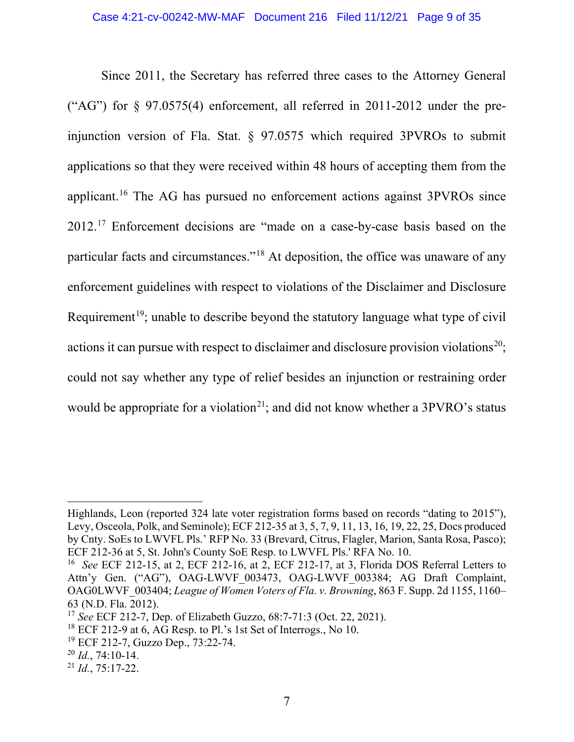Since 2011, the Secretary has referred three cases to the Attorney General ("AG") for § 97.0575(4) enforcement, all referred in 2011-2012 under the pre-injunction version of Fla. Stat. § 97.0575 which required 3PVROs to submit applications so that they were received within 48 hours of accepting them from the applicant.[16] The AG has pursued no enforcement actions against 3PVROs since 2012.[17] Enforcement decisions are "made on a case-by-case basis based on the particular facts and circumstances."[18] At deposition, the office was unaware of any enforcement guidelines with respect to violations of the Disclaimer and Disclosure Requirement[19]; unable to describe beyond the statutory language what type of civil actions it can pursue with respect to disclaimer and disclosure provision violations[20]; could not say whether any type of relief besides an injunction or restraining order would be appropriate for a violation[21]; and did not know whether a 3PVRO's status

---

Highlands, Leon (reported 324 late voter registration forms based on records "dating to 2015"), Levy, Osceola, Polk, and Seminole); ECF 212-35 at 3, 5, 7, 9, 11, 13, 16, 19, 22, 25, Docs produced by Cnty. SoEs to LWVFL Pls.' RFP No. 33 (Brevard, Citrus, Flagler, Marion, Santa Rosa, Pasco); ECF 212-36 at 5, St. John's County SoE Resp. to LWVFL Pls.' RFA No. 10.

[16] *See* ECF 212-15, at 2, ECF 212-16, at 2, ECF 212-17, at 3, Florida DOS Referral Letters to Attn'y Gen. ("AG"), OAG-LWVF_003473, OAG-LWVF_003384; AG Draft Complaint, OAG0LWVF_003404; *League of Women Voters of Fla. v. Browning*, 863 F. Supp. 2d 1155, 1160–63 (N.D. Fla. 2012).

[17] *See* ECF 212-7, Dep. of Elizabeth Guzzo, 68:7-71:3 (Oct. 22, 2021).

[18] ECF 212-9 at 6, AG Resp. to Pl.'s 1st Set of Interrogs., No 10.

[19] ECF 212-7, Guzzo Dep., 73:22-74.

[20] *Id.*, 74:10-14.

[21] *Id.*, 75:17-22.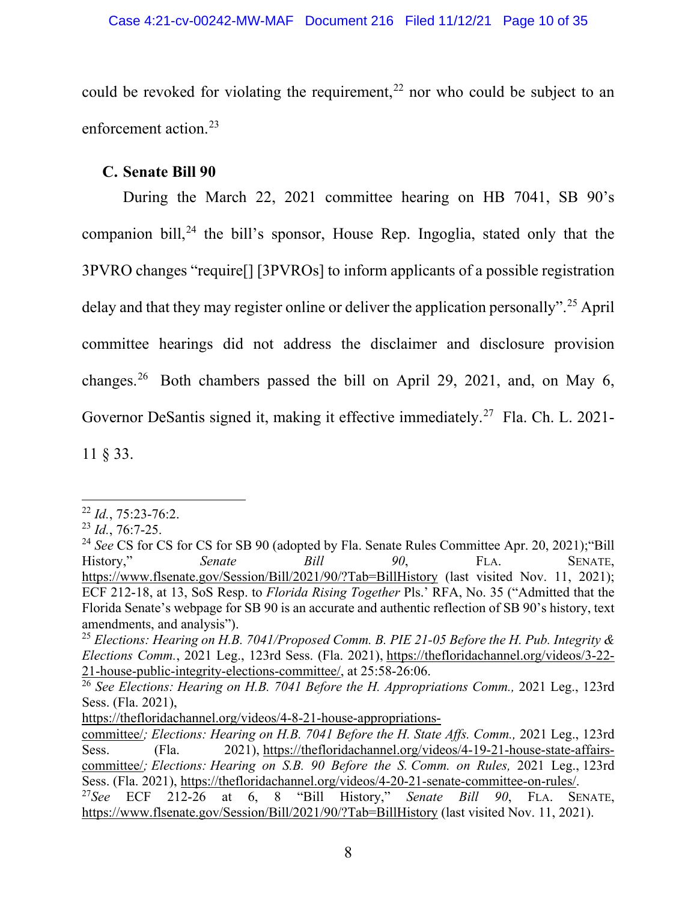could be revoked for violating the requirement,[22] nor who could be subject to an enforcement action.[23]

### C. Senate Bill 90

During the March 22, 2021 committee hearing on HB 7041, SB 90's companion bill,[24] the bill's sponsor, House Rep. Ingoglia, stated only that the 3PVRO changes "require[] [3PVROs] to inform applicants of a possible registration delay and that they may register online or deliver the application personally".[25] April committee hearings did not address the disclaimer and disclosure provision changes.[26] Both chambers passed the bill on April 29, 2021, and, on May 6, Governor DeSantis signed it, making it effective immediately.[27] Fla. Ch. L. 2021-11 § 33.

---

[22] *Id.*, 75:23-76:2.

[23] *Id.*, 76:7-25.

[24] *See* CS for CS for SB 90 (adopted by Fla. Senate Rules Committee Apr. 20, 2021);"Bill History," *Senate Bill 90*, FLA. SENATE, https://www.flsenate.gov/Session/Bill/2021/90/?Tab=BillHistory (last visited Nov. 11, 2021); ECF 212-18, at 13, SoS Resp. to *Florida Rising Together* Pls.' RFA, No. 35 ("Admitted that the Florida Senate's webpage for SB 90 is an accurate and authentic reflection of SB 90's history, text amendments, and analysis").

[25] *Elections: Hearing on H.B. 7041/Proposed Comm. B. PIE 21-05 Before the H. Pub. Integrity & Elections Comm.*, 2021 Leg., 123rd Sess. (Fla. 2021), https://thefloridachannel.org/videos/3-22-21-house-public-integrity-elections-committee/, at 25:58-26:06.

[26] *See Elections: Hearing on H.B. 7041 Before the H. Appropriations Comm.,* 2021 Leg., 123rd Sess. (Fla. 2021), https://thefloridachannel.org/videos/4-8-21-house-appropriations-committee/; *Elections: Hearing on H.B. 7041 Before the H. State Affs. Comm.,* 2021 Leg., 123rd Sess. (Fla. 2021), https://thefloridachannel.org/videos/4-19-21-house-state-affairs-committee/; *Elections: Hearing on S.B. 90 Before the S. Comm. on Rules,* 2021 Leg., 123rd Sess. (Fla. 2021), https://thefloridachannel.org/videos/4-20-21-senate-committee-on-rules/.

[27] *See* ECF 212-26 at 6, 8 "Bill History," *Senate Bill 90*, FLA. SENATE, https://www.flsenate.gov/Session/Bill/2021/90/?Tab=BillHistory (last visited Nov. 11, 2021).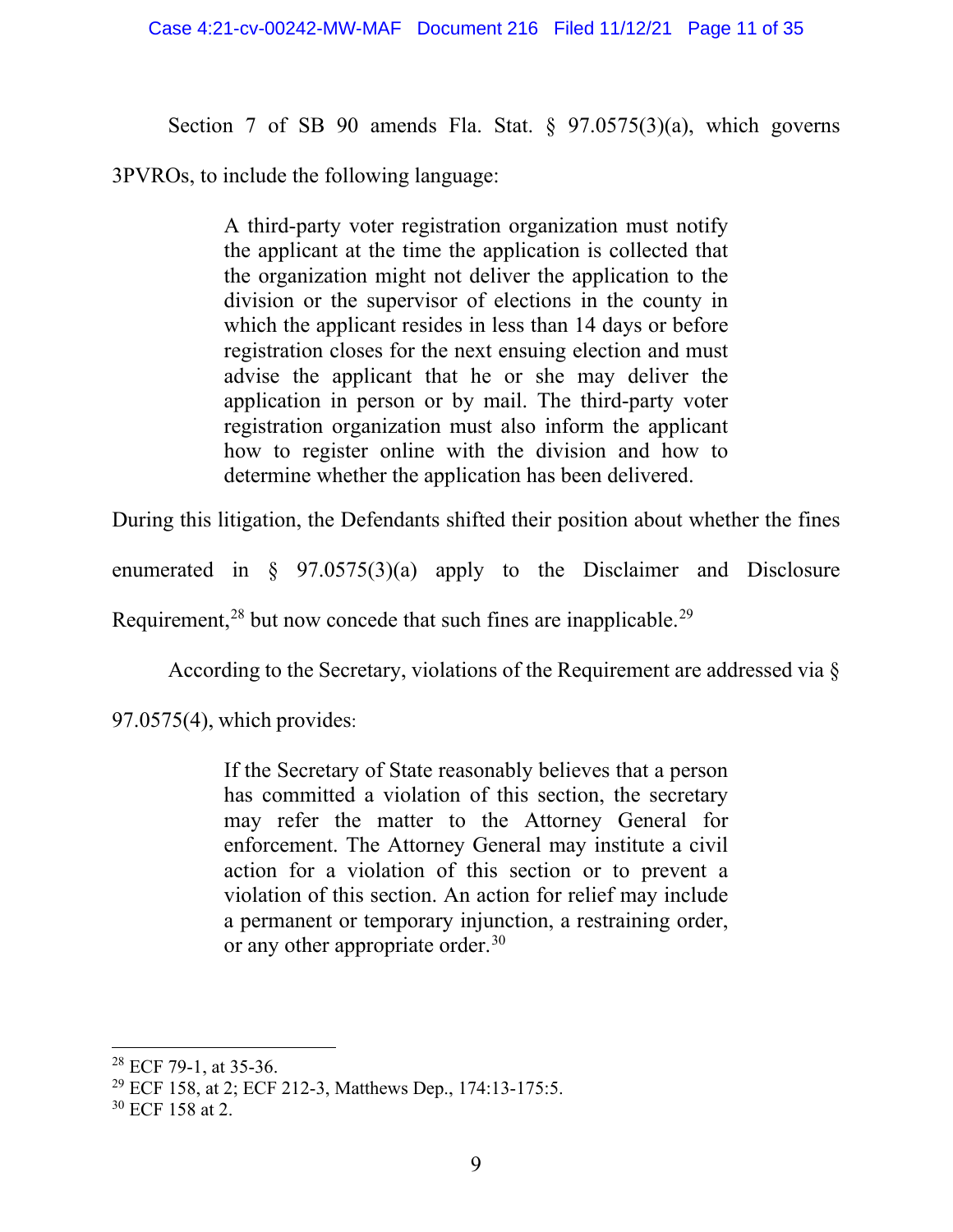Section 7 of SB 90 amends Fla. Stat. § 97.0575(3)(a), which governs 3PVROs, to include the following language:

> A third-party voter registration organization must notify the applicant at the time the application is collected that the organization might not deliver the application to the division or the supervisor of elections in the county in which the applicant resides in less than 14 days or before registration closes for the next ensuing election and must advise the applicant that he or she may deliver the application in person or by mail. The third-party voter registration organization must also inform the applicant how to register online with the division and how to determine whether the application has been delivered.

During this litigation, the Defendants shifted their position about whether the fines enumerated in § 97.0575(3)(a) apply to the Disclaimer and Disclosure Requirement,[28] but now concede that such fines are inapplicable.[29]

According to the Secretary, violations of the Requirement are addressed via § 97.0575(4), which provides:

> If the Secretary of State reasonably believes that a person has committed a violation of this section, the secretary may refer the matter to the Attorney General for enforcement. The Attorney General may institute a civil action for a violation of this section or to prevent a violation of this section. An action for relief may include a permanent or temporary injunction, a restraining order, or any other appropriate order.[30]

---

[28] ECF 79-1, at 35-36.

[29] ECF 158, at 2; ECF 212-3, Matthews Dep., 174:13-175:5.

[30] ECF 158 at 2.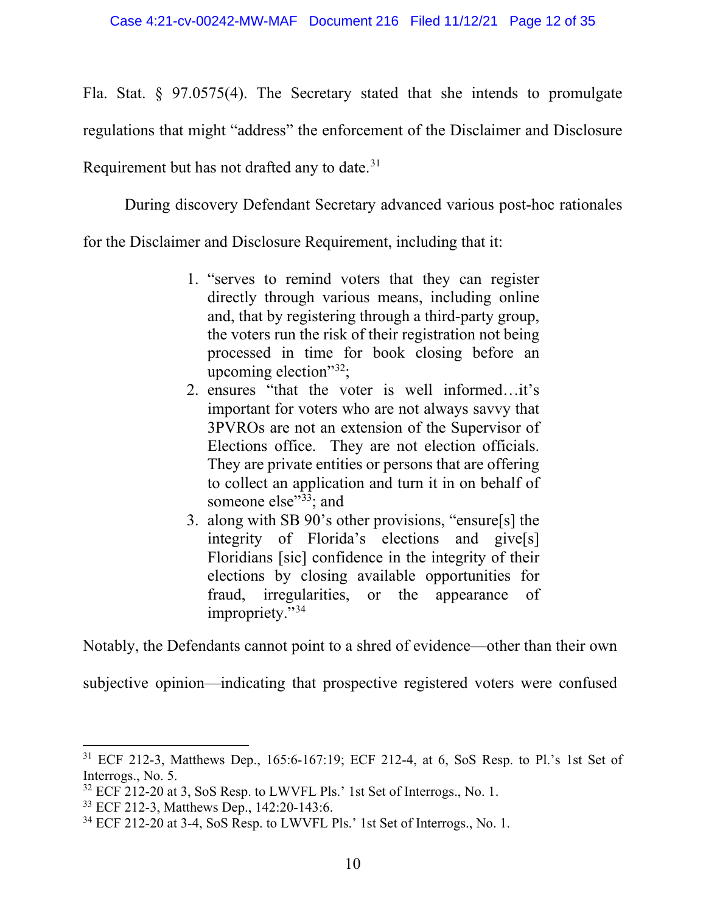Fla. Stat. § 97.0575(4). The Secretary stated that she intends to promulgate regulations that might "address" the enforcement of the Disclaimer and Disclosure Requirement but has not drafted any to date.[31]

During discovery Defendant Secretary advanced various post-hoc rationales for the Disclaimer and Disclosure Requirement, including that it:

> 1. "serves to remind voters that they can register directly through various means, including online and, that by registering through a third-party group, the voters run the risk of their registration not being processed in time for book closing before an upcoming election"[32];
> 2. ensures "that the voter is well informed…it's important for voters who are not always savvy that 3PVROs are not an extension of the Supervisor of Elections office. They are not election officials. They are private entities or persons that are offering to collect an application and turn it in on behalf of someone else"[33]; and
> 3. along with SB 90's other provisions, "ensure[s] the integrity of Florida's elections and give[s] Floridians [sic] confidence in the integrity of their elections by closing available opportunities for fraud, irregularities, or the appearance of impropriety."[34]

Notably, the Defendants cannot point to a shred of evidence—other than their own subjective opinion—indicating that prospective registered voters were confused

---

[31] ECF 212-3, Matthews Dep., 165:6-167:19; ECF 212-4, at 6, SoS Resp. to Pl.'s 1st Set of Interrogs., No. 5.

[32] ECF 212-20 at 3, SoS Resp. to LWVFL Pls.' 1st Set of Interrogs., No. 1.

[33] ECF 212-3, Matthews Dep., 142:20-143:6.

[34] ECF 212-20 at 3-4, SoS Resp. to LWVFL Pls.' 1st Set of Interrogs., No. 1.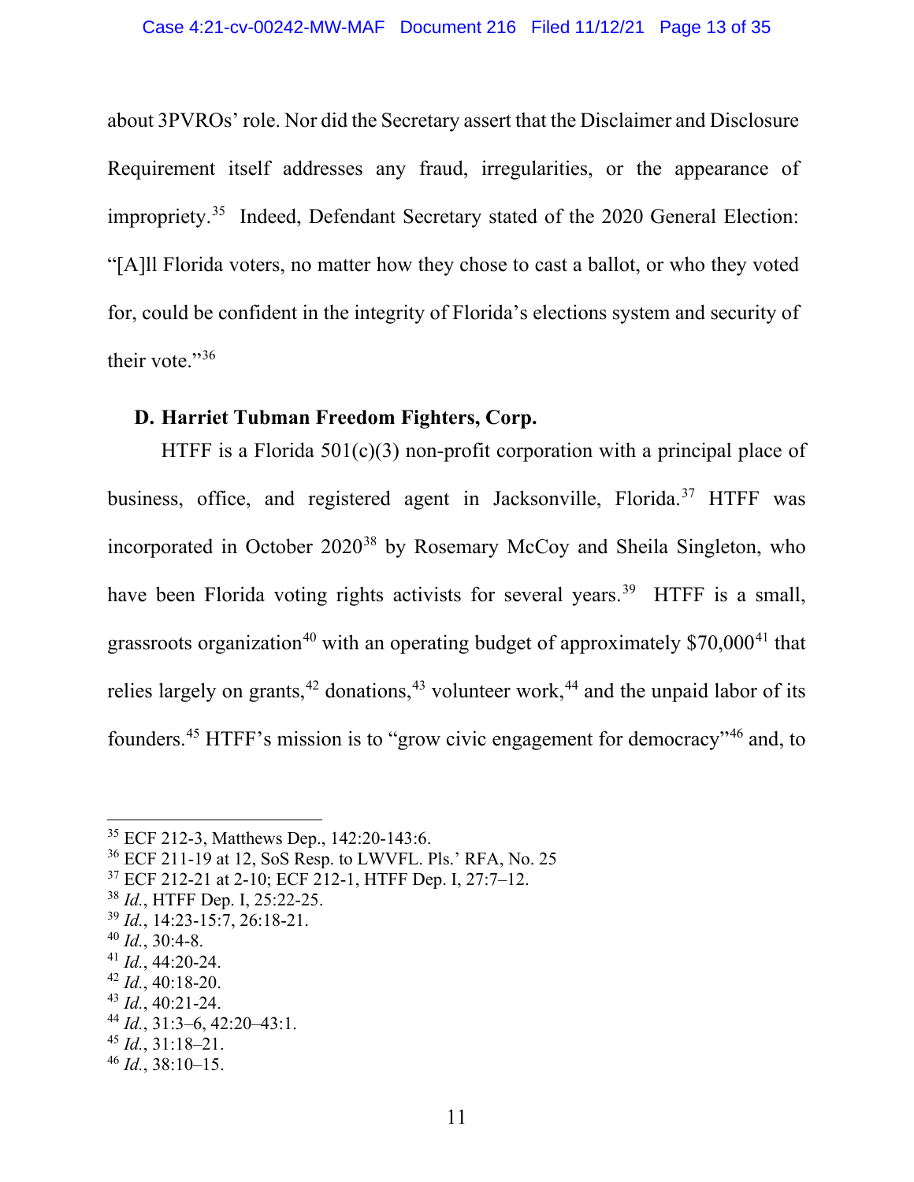about 3PVROs' role. Nor did the Secretary assert that the Disclaimer and Disclosure Requirement itself addresses any fraud, irregularities, or the appearance of impropriety.[35] Indeed, Defendant Secretary stated of the 2020 General Election: "[A]ll Florida voters, no matter how they chose to cast a ballot, or who they voted for, could be confident in the integrity of Florida's elections system and security of their vote."[36]

### D. Harriet Tubman Freedom Fighters, Corp.

HTFF is a Florida 501(c)(3) non-profit corporation with a principal place of business, office, and registered agent in Jacksonville, Florida.[37] HTFF was incorporated in October 2020[38] by Rosemary McCoy and Sheila Singleton, who have been Florida voting rights activists for several years.[39] HTFF is a small, grassroots organization[40] with an operating budget of approximately $70,000[41] that relies largely on grants,[42] donations,[43] volunteer work,[44] and the unpaid labor of its founders.[45] HTFF's mission is to "grow civic engagement for democracy"[46] and, to

---

[35] ECF 212-3, Matthews Dep., 142:20-143:6.

[36] ECF 211-19 at 12, SoS Resp. to LWVFL. Pls.' RFA, No. 25

[37] ECF 212-21 at 2-10; ECF 212-1, HTFF Dep. I, 27:7–12.

[38] *Id.*, HTFF Dep. I, 25:22-25.

[39] *Id.*, 14:23-15:7, 26:18-21.

[40] *Id.*, 30:4-8.

[41] *Id.*, 44:20-24.

[42] *Id.*, 40:18-20.

[43] *Id.*, 40:21-24.

[44] *Id.*, 31:3–6, 42:20–43:1.

[45] *Id.*, 31:18–21.

[46] *Id.*, 38:10–15.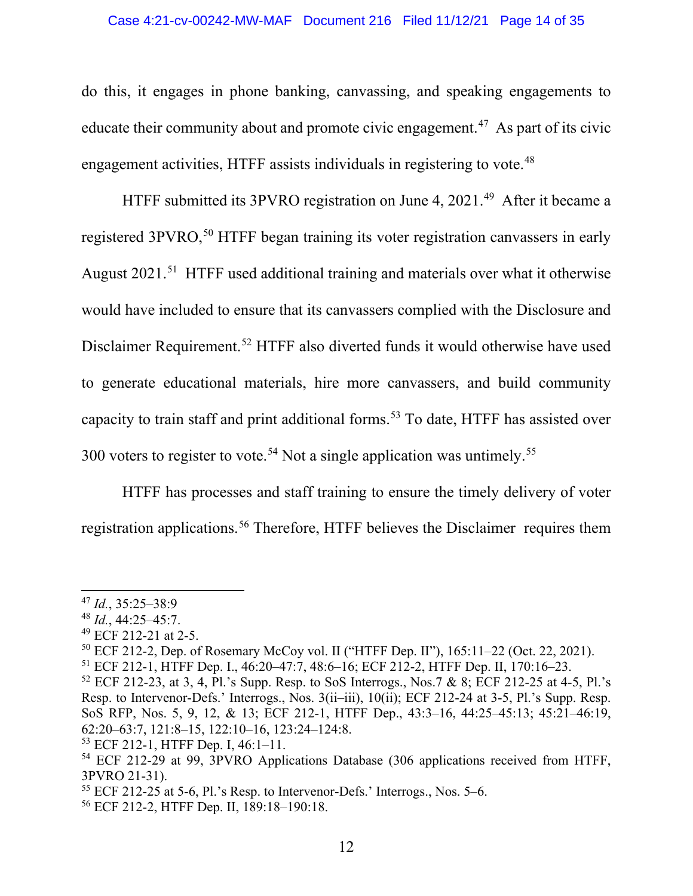do this, it engages in phone banking, canvassing, and speaking engagements to educate their community about and promote civic engagement.[47] As part of its civic engagement activities, HTFF assists individuals in registering to vote.[48]

HTFF submitted its 3PVRO registration on June 4, 2021.[49] After it became a registered 3PVRO,[50] HTFF began training its voter registration canvassers in early August 2021.[51] HTFF used additional training and materials over what it otherwise would have included to ensure that its canvassers complied with the Disclosure and Disclaimer Requirement.[52] HTFF also diverted funds it would otherwise have used to generate educational materials, hire more canvassers, and build community capacity to train staff and print additional forms.[53] To date, HTFF has assisted over 300 voters to register to vote.[54] Not a single application was untimely.[55]

HTFF has processes and staff training to ensure the timely delivery of voter registration applications.[56] Therefore, HTFF believes the Disclaimer requires them

---

[47] *Id.*, 35:25–38:9

[48] *Id.*, 44:25–45:7.

[49] ECF 212-21 at 2-5.

[50] ECF 212-2, Dep. of Rosemary McCoy vol. II ("HTFF Dep. II"), 165:11–22 (Oct. 22, 2021).

[51] ECF 212-1, HTFF Dep. I., 46:20–47:7, 48:6–16; ECF 212-2, HTFF Dep. II, 170:16–23.

[52] ECF 212-23, at 3, 4, Pl.'s Supp. Resp. to SoS Interrogs., Nos.7 & 8; ECF 212-25 at 4-5, Pl.'s Resp. to Intervenor-Defs.' Interrogs., Nos. 3(ii–iii), 10(ii); ECF 212-24 at 3-5, Pl.'s Supp. Resp. SoS RFP, Nos. 5, 9, 12, & 13; ECF 212-1, HTFF Dep., 43:3–16, 44:25–45:13; 45:21–46:19, 62:20–63:7, 121:8–15, 122:10–16, 123:24–124:8.

[53] ECF 212-1, HTFF Dep. I, 46:1–11.

[54] ECF 212-29 at 99, 3PVRO Applications Database (306 applications received from HTFF, 3PVRO 21-31).

[55] ECF 212-25 at 5-6, Pl.'s Resp. to Intervenor-Defs.' Interrogs., Nos. 5–6.

[56] ECF 212-2, HTFF Dep. II, 189:18–190:18.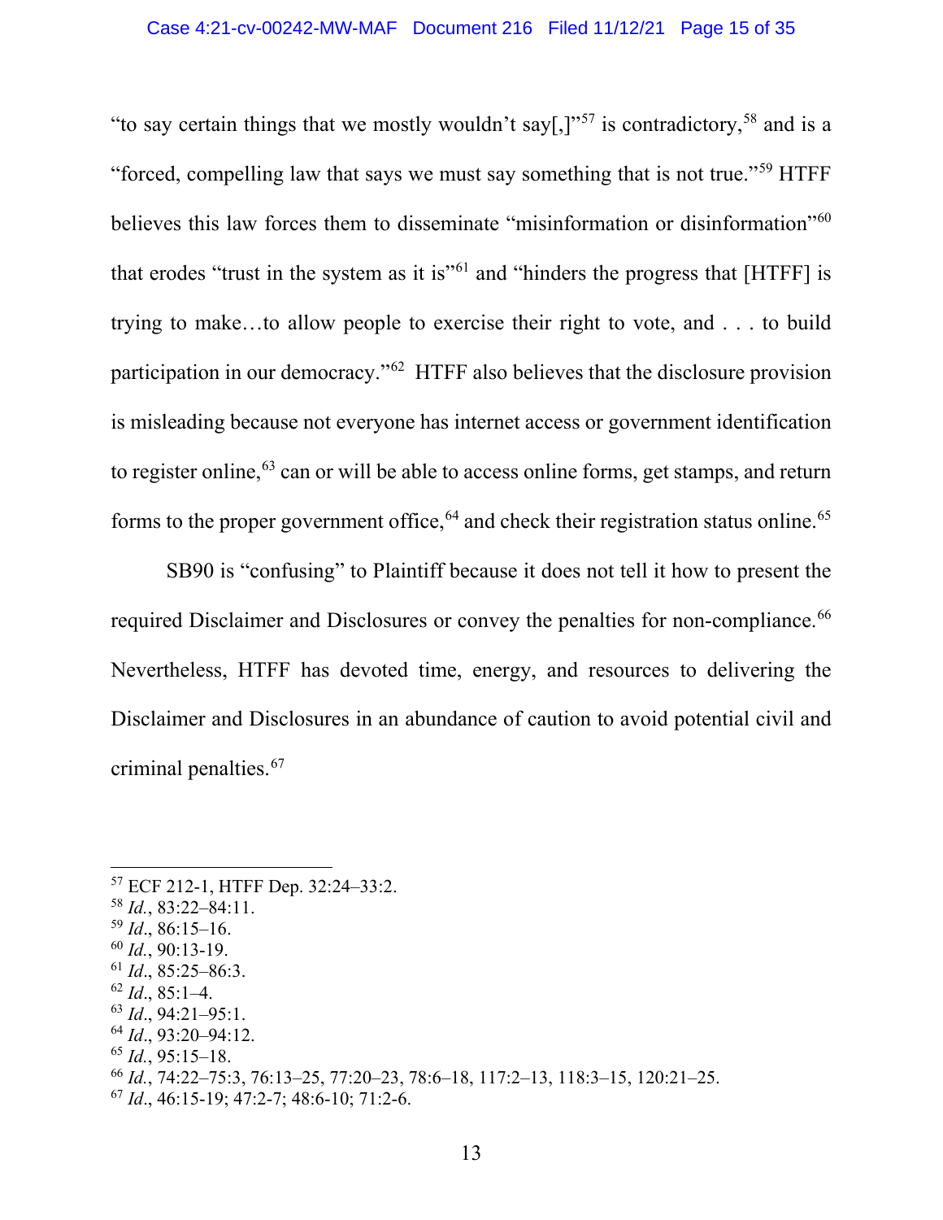"to say certain things that we mostly wouldn't say[,]"[57] is contradictory,[58] and is a "forced, compelling law that says we must say something that is not true."[59] HTFF believes this law forces them to disseminate "misinformation or disinformation"[60] that erodes "trust in the system as it is"[61] and "hinders the progress that [HTFF] is trying to make…to allow people to exercise their right to vote, and . . . to build participation in our democracy."[62] HTFF also believes that the disclosure provision is misleading because not everyone has internet access or government identification to register online,[63] can or will be able to access online forms, get stamps, and return forms to the proper government office,[64] and check their registration status online.[65]

SB90 is "confusing" to Plaintiff because it does not tell it how to present the required Disclaimer and Disclosures or convey the penalties for non-compliance.[66] Nevertheless, HTFF has devoted time, energy, and resources to delivering the Disclaimer and Disclosures in an abundance of caution to avoid potential civil and criminal penalties.[67]

---

[57] ECF 212-1, HTFF Dep. 32:24–33:2.
[58] *Id.*, 83:22–84:11.
[59] *Id.*, 86:15–16.
[60] *Id.*, 90:13-19.
[61] *Id.*, 85:25–86:3.
[62] *Id.*, 85:1–4.
[63] *Id.*, 94:21–95:1.
[64] *Id.*, 93:20–94:12.
[65] *Id.*, 95:15–18.
[66] *Id.*, 74:22–75:3, 76:13–25, 77:20–23, 78:6–18, 117:2–13, 118:3–15, 120:21–25.
[67] *Id.*, 46:15-19; 47:2-7; 48:6-10; 71:2-6.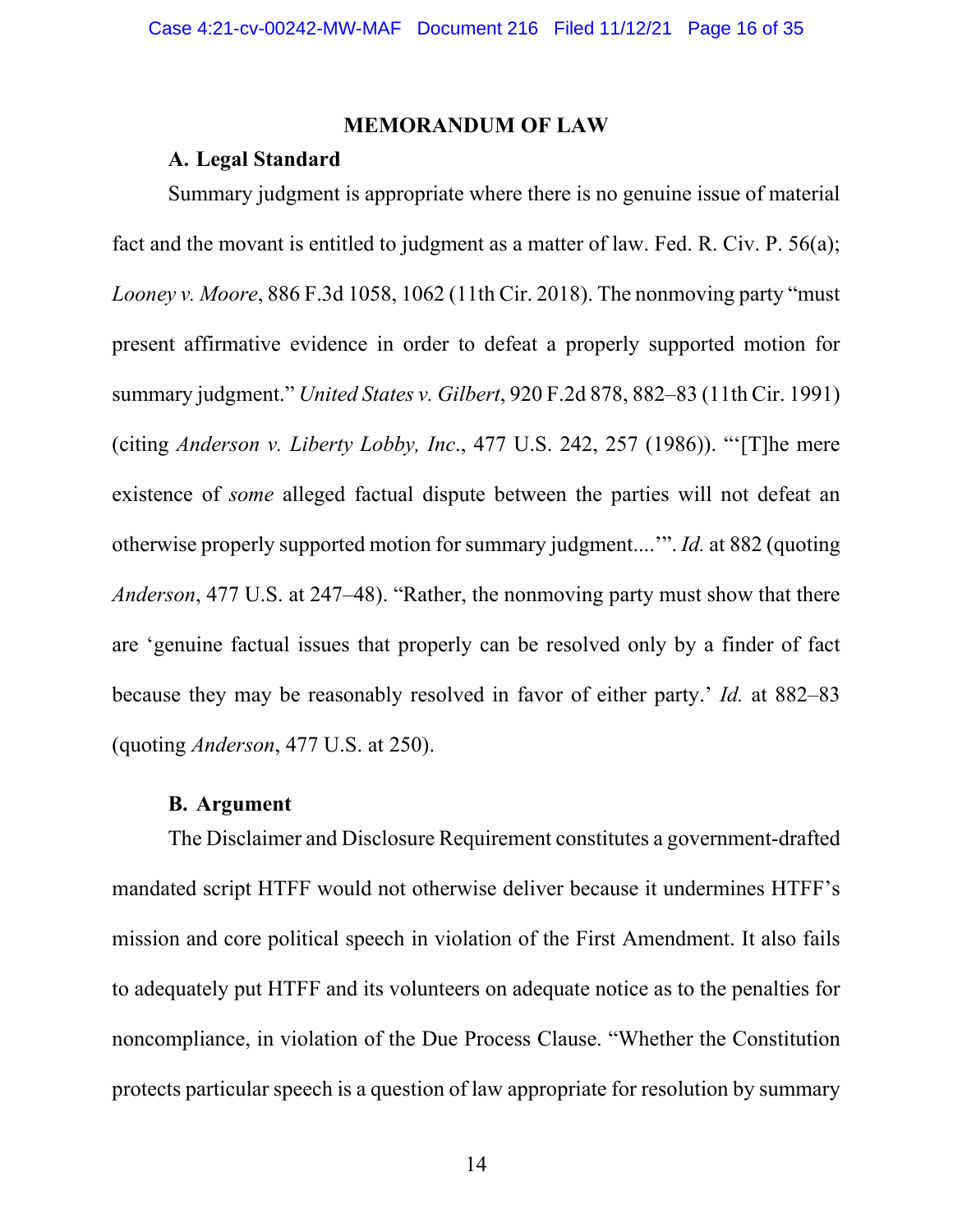## MEMORANDUM OF LAW

### A. Legal Standard

Summary judgment is appropriate where there is no genuine issue of material fact and the movant is entitled to judgment as a matter of law. Fed. R. Civ. P. 56(a); *Looney v. Moore*, 886 F.3d 1058, 1062 (11th Cir. 2018). The nonmoving party "must present affirmative evidence in order to defeat a properly supported motion for summary judgment." *United States v. Gilbert*, 920 F.2d 878, 882–83 (11th Cir. 1991) (citing *Anderson v. Liberty Lobby, Inc*., 477 U.S. 242, 257 (1986)). "'[T]he mere existence of *some* alleged factual dispute between the parties will not defeat an otherwise properly supported motion for summary judgment....'". *Id.* at 882 (quoting *Anderson*, 477 U.S. at 247–48). "Rather, the nonmoving party must show that there are 'genuine factual issues that properly can be resolved only by a finder of fact because they may be reasonably resolved in favor of either party.' *Id.* at 882–83 (quoting *Anderson*, 477 U.S. at 250).

### B. Argument

The Disclaimer and Disclosure Requirement constitutes a government-drafted mandated script HTFF would not otherwise deliver because it undermines HTFF's mission and core political speech in violation of the First Amendment. It also fails to adequately put HTFF and its volunteers on adequate notice as to the penalties for noncompliance, in violation of the Due Process Clause. "Whether the Constitution protects particular speech is a question of law appropriate for resolution by summary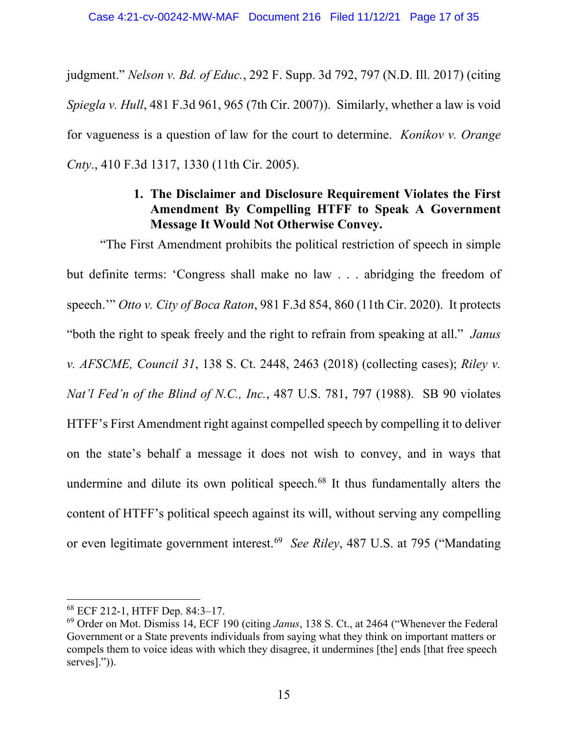judgment." *Nelson v. Bd. of Educ.*, 292 F. Supp. 3d 792, 797 (N.D. Ill. 2017) (citing *Spiegla v. Hull*, 481 F.3d 961, 965 (7th Cir. 2007)). Similarly, whether a law is void for vagueness is a question of law for the court to determine. *Konikov v. Orange Cnty.*, 410 F.3d 1317, 1330 (11th Cir. 2005).

**1. The Disclaimer and Disclosure Requirement Violates the First Amendment By Compelling HTFF to Speak A Government Message It Would Not Otherwise Convey.**

"The First Amendment prohibits the political restriction of speech in simple but definite terms: 'Congress shall make no law . . . abridging the freedom of speech.'" *Otto v. City of Boca Raton*, 981 F.3d 854, 860 (11th Cir. 2020). It protects "both the right to speak freely and the right to refrain from speaking at all." *Janus v. AFSCME, Council 31*, 138 S. Ct. 2448, 2463 (2018) (collecting cases); *Riley v. Nat'l Fed'n of the Blind of N.C., Inc.*, 487 U.S. 781, 797 (1988). SB 90 violates HTFF's First Amendment right against compelled speech by compelling it to deliver on the state's behalf a message it does not wish to convey, and in ways that undermine and dilute its own political speech.[68] It thus fundamentally alters the content of HTFF's political speech against its will, without serving any compelling or even legitimate government interest.[69] *See Riley*, 487 U.S. at 795 ("Mandating

---

[68] ECF 212-1, HTFF Dep. 84:3–17.

[69] Order on Mot. Dismiss 14, ECF 190 (citing *Janus*, 138 S. Ct., at 2464 ("Whenever the Federal Government or a State prevents individuals from saying what they think on important matters or compels them to voice ideas with which they disagree, it undermines [the] ends [that free speech serves].")).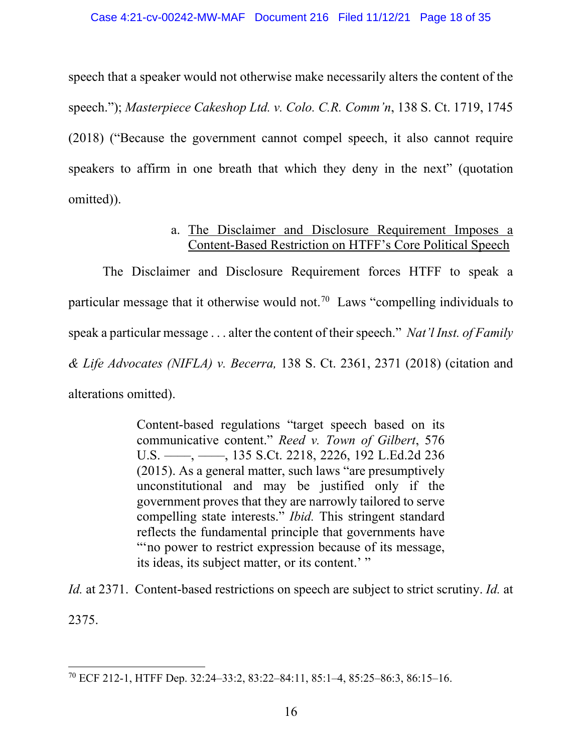speech that a speaker would not otherwise make necessarily alters the content of the speech."); *Masterpiece Cakeshop Ltd. v. Colo. C.R. Comm'n*, 138 S. Ct. 1719, 1745 (2018) ("Because the government cannot compel speech, it also cannot require speakers to affirm in one breath that which they deny in the next" (quotation omitted)).

a. <u>The Disclaimer and Disclosure Requirement Imposes a Content-Based Restriction on HTFF's Core Political Speech</u>

The Disclaimer and Disclosure Requirement forces HTFF to speak a particular message that it otherwise would not.[70] Laws "compelling individuals to speak a particular message . . . alter the content of their speech." *Nat'l Inst. of Family & Life Advocates (NIFLA) v. Becerra,* 138 S. Ct. 2361, 2371 (2018) (citation and alterations omitted).

> Content-based regulations "target speech based on its communicative content." *Reed v. Town of Gilbert*, 576 U.S. ——, ——, 135 S.Ct. 2218, 2226, 192 L.Ed.2d 236 (2015). As a general matter, such laws "are presumptively unconstitutional and may be justified only if the government proves that they are narrowly tailored to serve compelling state interests." *Ibid.* This stringent standard reflects the fundamental principle that governments have "'no power to restrict expression because of its message, its ideas, its subject matter, or its content.' "

*Id.* at 2371. Content-based restrictions on speech are subject to strict scrutiny. *Id.* at 2375.

---

[70] ECF 212-1, HTFF Dep. 32:24–33:2, 83:22–84:11, 85:1–4, 85:25–86:3, 86:15–16.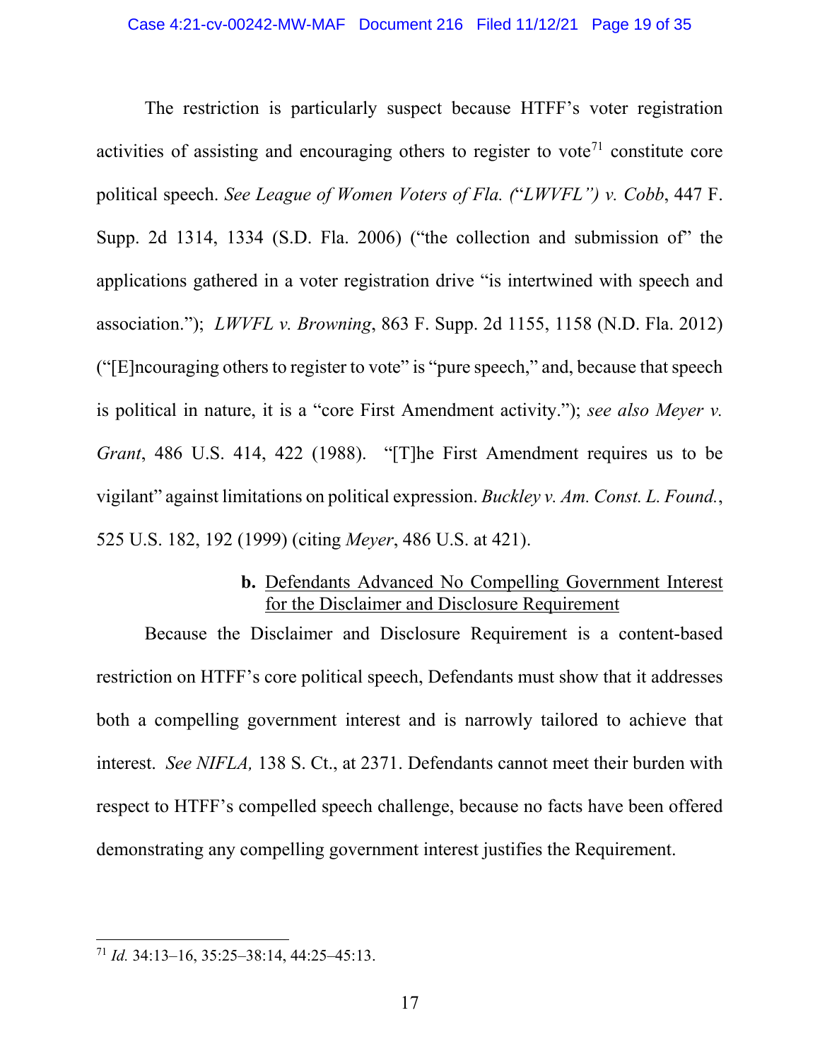The restriction is particularly suspect because HTFF's voter registration activities of assisting and encouraging others to register to vote[71] constitute core political speech. *See League of Women Voters of Fla. ("LWVFL") v. Cobb*, 447 F. Supp. 2d 1314, 1334 (S.D. Fla. 2006) ("the collection and submission of" the applications gathered in a voter registration drive "is intertwined with speech and association."); *LWVFL v. Browning*, 863 F. Supp. 2d 1155, 1158 (N.D. Fla. 2012) ("[E]ncouraging others to register to vote" is "pure speech," and, because that speech is political in nature, it is a "core First Amendment activity."); *see also Meyer v. Grant*, 486 U.S. 414, 422 (1988). "[T]he First Amendment requires us to be vigilant" against limitations on political expression. *Buckley v. Am. Const. L. Found.*, 525 U.S. 182, 192 (1999) (citing *Meyer*, 486 U.S. at 421).

### b. Defendants Advanced No Compelling Government Interest for the Disclaimer and Disclosure Requirement

Because the Disclaimer and Disclosure Requirement is a content-based restriction on HTFF's core political speech, Defendants must show that it addresses both a compelling government interest and is narrowly tailored to achieve that interest. *See NIFLA,* 138 S. Ct., at 2371. Defendants cannot meet their burden with respect to HTFF's compelled speech challenge, because no facts have been offered demonstrating any compelling government interest justifies the Requirement.

---

[71] *Id.* 34:13–16, 35:25–38:14, 44:25–45:13.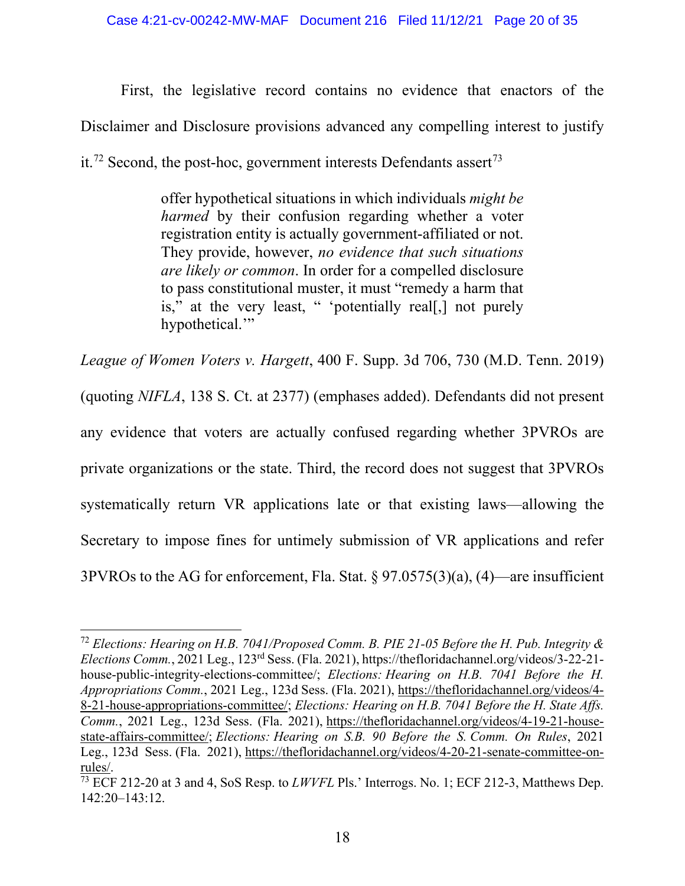First, the legislative record contains no evidence that enactors of the Disclaimer and Disclosure provisions advanced any compelling interest to justify it.[72] Second, the post-hoc, government interests Defendants assert[73]

> offer hypothetical situations in which individuals *might be harmed* by their confusion regarding whether a voter registration entity is actually government-affiliated or not. They provide, however, *no evidence that such situations are likely or common*. In order for a compelled disclosure to pass constitutional muster, it must "remedy a harm that is," at the very least, " 'potentially real[,] not purely hypothetical.'"

*League of Women Voters v. Hargett*, 400 F. Supp. 3d 706, 730 (M.D. Tenn. 2019) (quoting *NIFLA*, 138 S. Ct. at 2377) (emphases added). Defendants did not present any evidence that voters are actually confused regarding whether 3PVROs are private organizations or the state. Third, the record does not suggest that 3PVROs systematically return VR applications late or that existing laws—allowing the Secretary to impose fines for untimely submission of VR applications and refer 3PVROs to the AG for enforcement, Fla. Stat. § 97.0575(3)(a), (4)—are insufficient

---

[72] *Elections: Hearing on H.B. 7041/Proposed Comm. B. PIE 21-05 Before the H. Pub. Integrity & Elections Comm.*, 2021 Leg., 123rd Sess. (Fla. 2021), https://thefloridachannel.org/videos/3-22-21-house-public-integrity-elections-committee/; *Elections: Hearing on H.B. 7041 Before the H. Appropriations Comm.*, 2021 Leg., 123d Sess. (Fla. 2021), https://thefloridachannel.org/videos/4-8-21-house-appropriations-committee/; *Elections: Hearing on H.B. 7041 Before the H. State Affs. Comm.*, 2021 Leg., 123d Sess. (Fla. 2021), https://thefloridachannel.org/videos/4-19-21-house-state-affairs-committee/; *Elections: Hearing on S.B. 90 Before the S. Comm. On Rules*, 2021 Leg., 123d Sess. (Fla. 2021), https://thefloridachannel.org/videos/4-20-21-senate-committee-on-rules/.

[73] ECF 212-20 at 3 and 4, SoS Resp. to *LWVFL* Pls.' Interrogs. No. 1; ECF 212-3, Matthews Dep. 142:20–143:12.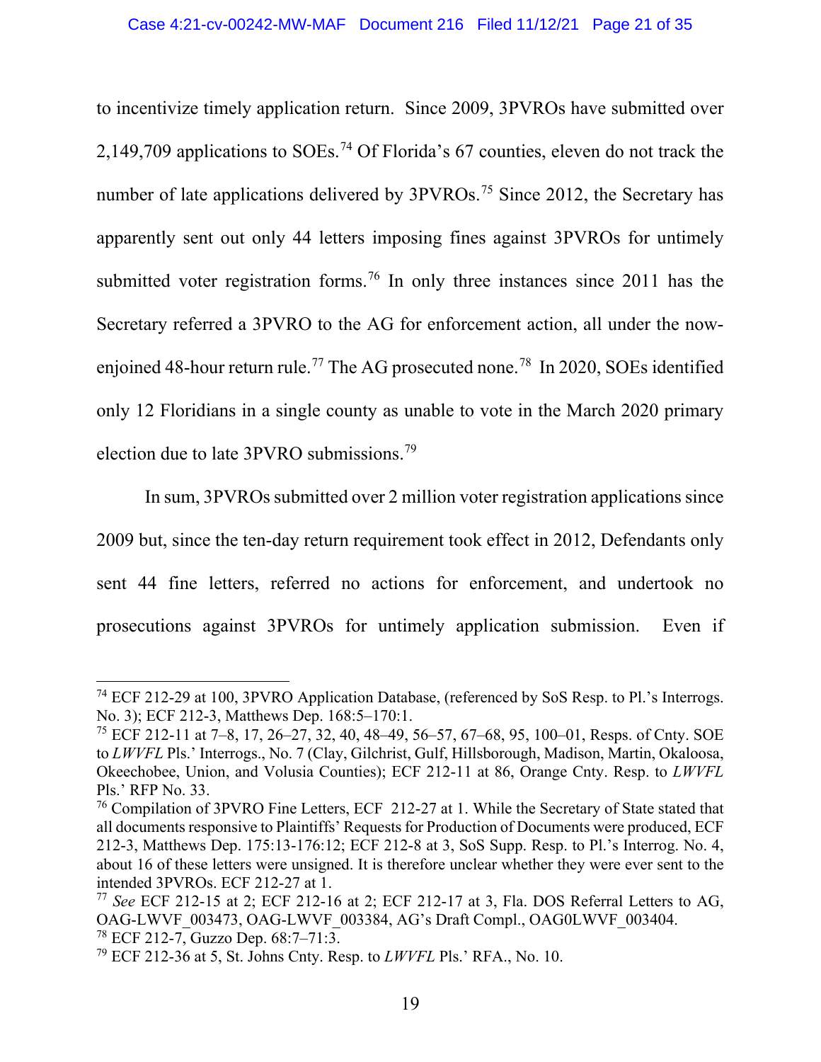to incentivize timely application return. Since 2009, 3PVROs have submitted over 2,149,709 applications to SOEs.[74] Of Florida's 67 counties, eleven do not track the number of late applications delivered by 3PVROs.[75] Since 2012, the Secretary has apparently sent out only 44 letters imposing fines against 3PVROs for untimely submitted voter registration forms.[76] In only three instances since 2011 has the Secretary referred a 3PVRO to the AG for enforcement action, all under the now-enjoined 48-hour return rule.[77] The AG prosecuted none.[78] In 2020, SOEs identified only 12 Floridians in a single county as unable to vote in the March 2020 primary election due to late 3PVRO submissions.[79]

In sum, 3PVROs submitted over 2 million voter registration applications since 2009 but, since the ten-day return requirement took effect in 2012, Defendants only sent 44 fine letters, referred no actions for enforcement, and undertook no prosecutions against 3PVROs for untimely application submission. Even if

---

[74] ECF 212-29 at 100, 3PVRO Application Database, (referenced by SoS Resp. to Pl.'s Interrogs. No. 3); ECF 212-3, Matthews Dep. 168:5–170:1.

[75] ECF 212-11 at 7–8, 17, 26–27, 32, 40, 48–49, 56–57, 67–68, 95, 100–01, Resps. of Cnty. SOE to *LWVFL* Pls.' Interrogs., No. 7 (Clay, Gilchrist, Gulf, Hillsborough, Madison, Martin, Okaloosa, Okeechobee, Union, and Volusia Counties); ECF 212-11 at 86, Orange Cnty. Resp. to *LWVFL* Pls.' RFP No. 33.

[76] Compilation of 3PVRO Fine Letters, ECF 212-27 at 1. While the Secretary of State stated that all documents responsive to Plaintiffs' Requests for Production of Documents were produced, ECF 212-3, Matthews Dep. 175:13-176:12; ECF 212-8 at 3, SoS Supp. Resp. to Pl.'s Interrog. No. 4, about 16 of these letters were unsigned. It is therefore unclear whether they were ever sent to the intended 3PVROs. ECF 212-27 at 1.

[77] *See* ECF 212-15 at 2; ECF 212-16 at 2; ECF 212-17 at 3, Fla. DOS Referral Letters to AG, OAG-LWVF_003473, OAG-LWVF_003384, AG's Draft Compl., OAG0LWVF_003404.

[78] ECF 212-7, Guzzo Dep. 68:7–71:3.

[79] ECF 212-36 at 5, St. Johns Cnty. Resp. to *LWVFL* Pls.' RFA., No. 10.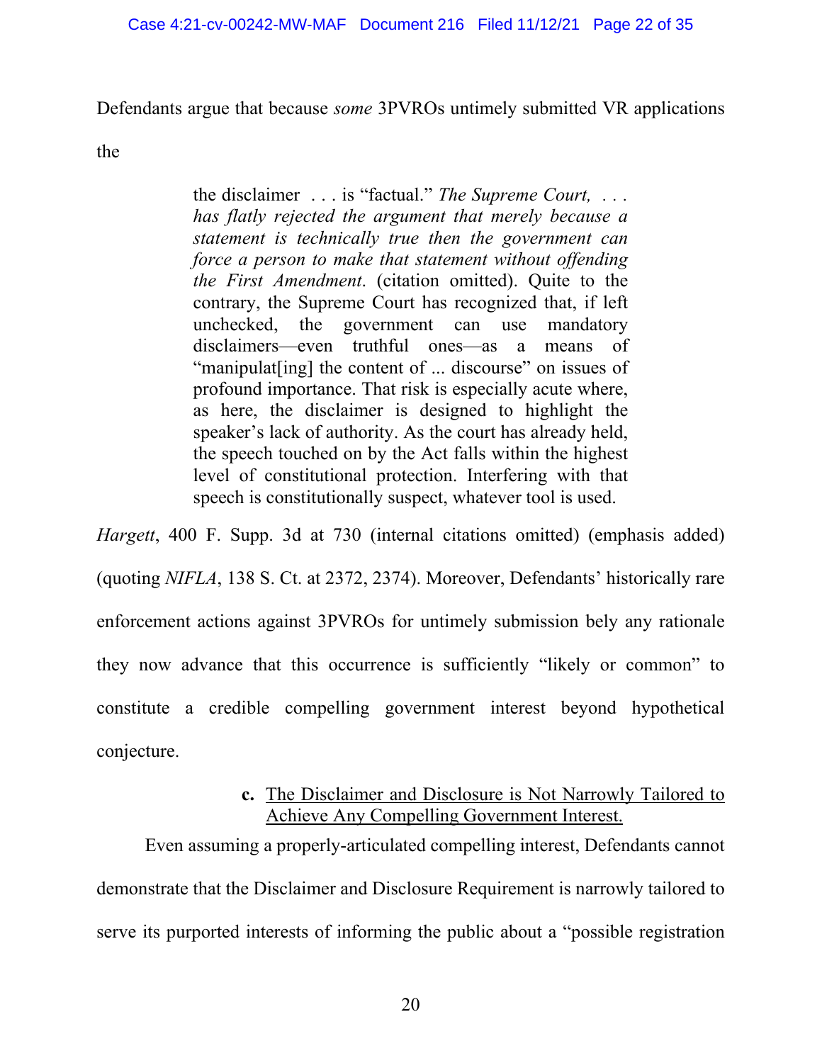Defendants argue that because *some* 3PVROs untimely submitted VR applications the

> the disclaimer . . . is "factual." *The Supreme Court, . . . has flatly rejected the argument that merely because a statement is technically true then the government can force a person to make that statement without offending the First Amendment*. (citation omitted). Quite to the contrary, the Supreme Court has recognized that, if left unchecked, the government can use mandatory disclaimers—even truthful ones—as a means of "manipulat[ing] the content of ... discourse" on issues of profound importance. That risk is especially acute where, as here, the disclaimer is designed to highlight the speaker's lack of authority. As the court has already held, the speech touched on by the Act falls within the highest level of constitutional protection. Interfering with that speech is constitutionally suspect, whatever tool is used.

*Hargett*, 400 F. Supp. 3d at 730 (internal citations omitted) (emphasis added) (quoting *NIFLA*, 138 S. Ct. at 2372, 2374). Moreover, Defendants' historically rare enforcement actions against 3PVROs for untimely submission bely any rationale they now advance that this occurrence is sufficiently "likely or common" to constitute a credible compelling government interest beyond hypothetical conjecture.

**c.** <u>The Disclaimer and Disclosure is Not Narrowly Tailored to Achieve Any Compelling Government Interest.</u>

Even assuming a properly-articulated compelling interest, Defendants cannot demonstrate that the Disclaimer and Disclosure Requirement is narrowly tailored to serve its purported interests of informing the public about a "possible registration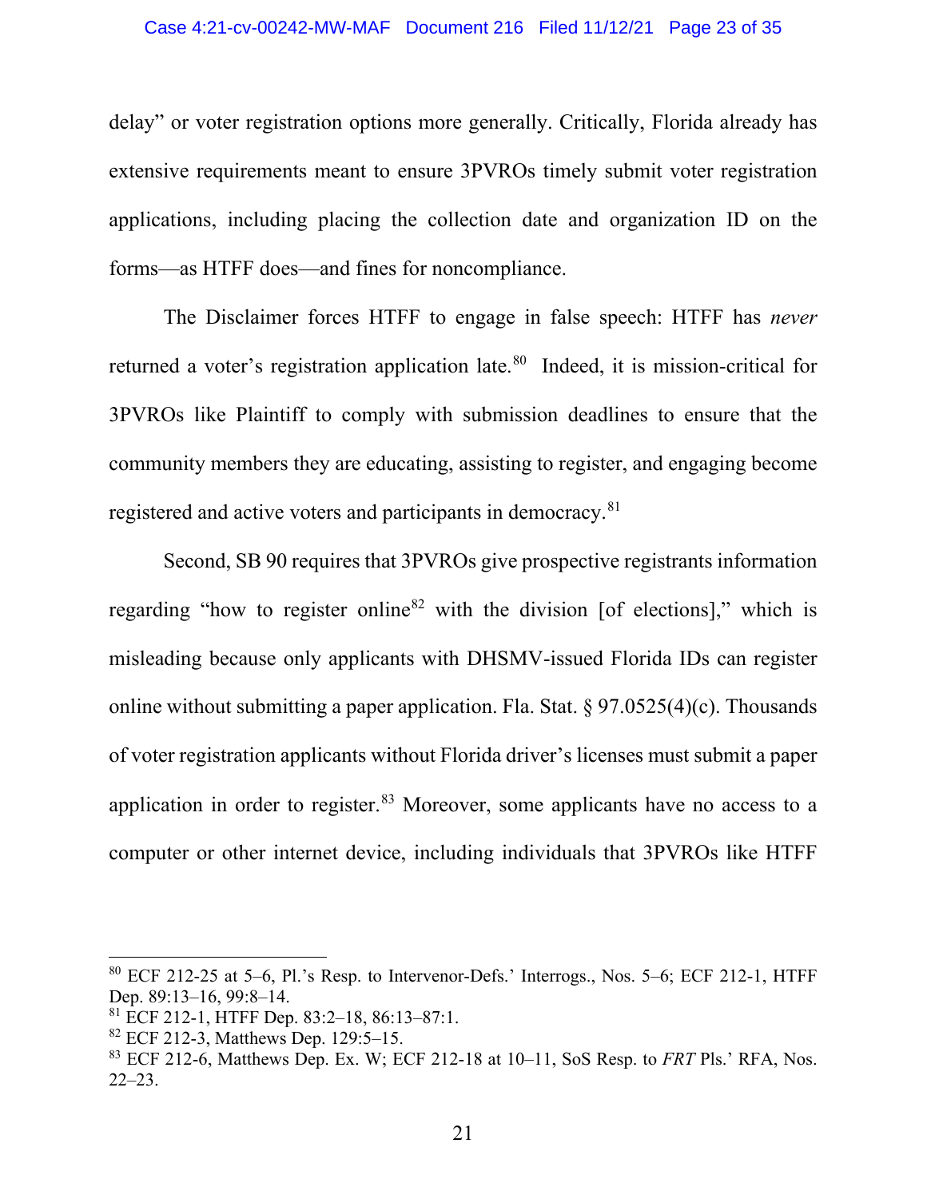delay" or voter registration options more generally. Critically, Florida already has extensive requirements meant to ensure 3PVROs timely submit voter registration applications, including placing the collection date and organization ID on the forms—as HTFF does—and fines for noncompliance.

The Disclaimer forces HTFF to engage in false speech: HTFF has *never* returned a voter's registration application late.[80] Indeed, it is mission-critical for 3PVROs like Plaintiff to comply with submission deadlines to ensure that the community members they are educating, assisting to register, and engaging become registered and active voters and participants in democracy.[81]

Second, SB 90 requires that 3PVROs give prospective registrants information regarding "how to register online[82] with the division [of elections]," which is misleading because only applicants with DHSMV-issued Florida IDs can register online without submitting a paper application. Fla. Stat. § 97.0525(4)(c). Thousands of voter registration applicants without Florida driver's licenses must submit a paper application in order to register.[83] Moreover, some applicants have no access to a computer or other internet device, including individuals that 3PVROs like HTFF

---

[80] ECF 212-25 at 5–6, Pl.'s Resp. to Intervenor-Defs.' Interrogs., Nos. 5–6; ECF 212-1, HTFF Dep. 89:13–16, 99:8–14.

[81] ECF 212-1, HTFF Dep. 83:2–18, 86:13–87:1.

[82] ECF 212-3, Matthews Dep. 129:5–15.

[83] ECF 212-6, Matthews Dep. Ex. W; ECF 212-18 at 10–11, SoS Resp. to *FRT* Pls.' RFA, Nos. 22–23.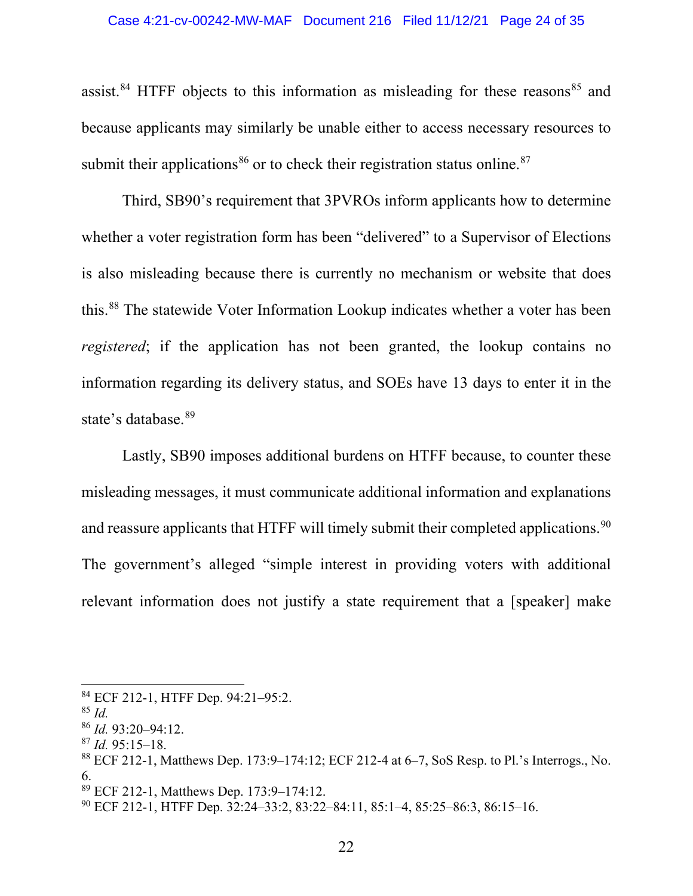assist.[84] HTFF objects to this information as misleading for these reasons[85] and because applicants may similarly be unable either to access necessary resources to submit their applications[86] or to check their registration status online.[87]

Third, SB90's requirement that 3PVROs inform applicants how to determine whether a voter registration form has been "delivered" to a Supervisor of Elections is also misleading because there is currently no mechanism or website that does this.[88] The statewide Voter Information Lookup indicates whether a voter has been *registered*; if the application has not been granted, the lookup contains no information regarding its delivery status, and SOEs have 13 days to enter it in the state's database.[89]

Lastly, SB90 imposes additional burdens on HTFF because, to counter these misleading messages, it must communicate additional information and explanations and reassure applicants that HTFF will timely submit their completed applications.[90] The government's alleged "simple interest in providing voters with additional relevant information does not justify a state requirement that a [speaker] make

---

[84] ECF 212-1, HTFF Dep. 94:21–95:2.

[85] *Id.*

[86] *Id.* 93:20–94:12.

[87] *Id.* 95:15–18.

[88] ECF 212-1, Matthews Dep. 173:9–174:12; ECF 212-4 at 6–7, SoS Resp. to Pl.'s Interrogs., No. 6.

[89] ECF 212-1, Matthews Dep. 173:9–174:12.

[90] ECF 212-1, HTFF Dep. 32:24–33:2, 83:22–84:11, 85:1–4, 85:25–86:3, 86:15–16.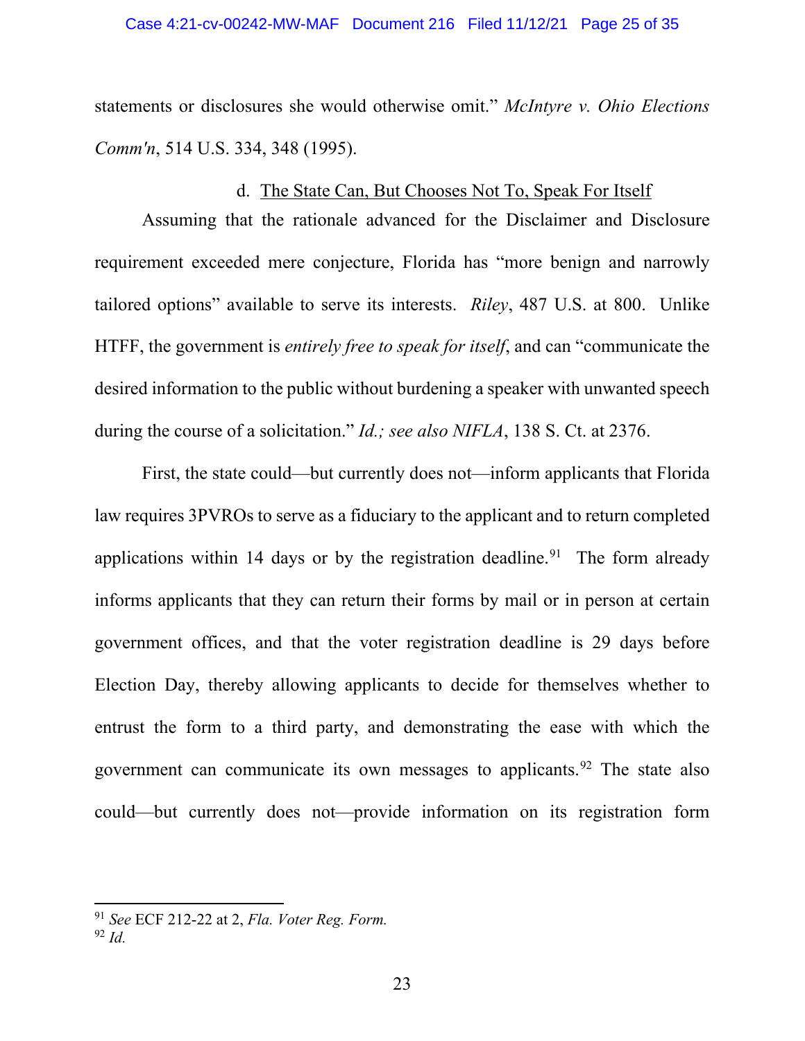statements or disclosures she would otherwise omit." *McIntyre v. Ohio Elections Comm'n*, 514 U.S. 334, 348 (1995).

#### d. The State Can, But Chooses Not To, Speak For Itself

Assuming that the rationale advanced for the Disclaimer and Disclosure requirement exceeded mere conjecture, Florida has "more benign and narrowly tailored options" available to serve its interests. *Riley*, 487 U.S. at 800. Unlike HTFF, the government is *entirely free to speak for itself*, and can "communicate the desired information to the public without burdening a speaker with unwanted speech during the course of a solicitation." *Id.; see also NIFLA*, 138 S. Ct. at 2376.

First, the state could—but currently does not—inform applicants that Florida law requires 3PVROs to serve as a fiduciary to the applicant and to return completed applications within 14 days or by the registration deadline.[91] The form already informs applicants that they can return their forms by mail or in person at certain government offices, and that the voter registration deadline is 29 days before Election Day, thereby allowing applicants to decide for themselves whether to entrust the form to a third party, and demonstrating the ease with which the government can communicate its own messages to applicants.[92] The state also could—but currently does not—provide information on its registration form

---

[91] *See* ECF 212-22 at 2, *Fla. Voter Reg. Form.*

[92] *Id.*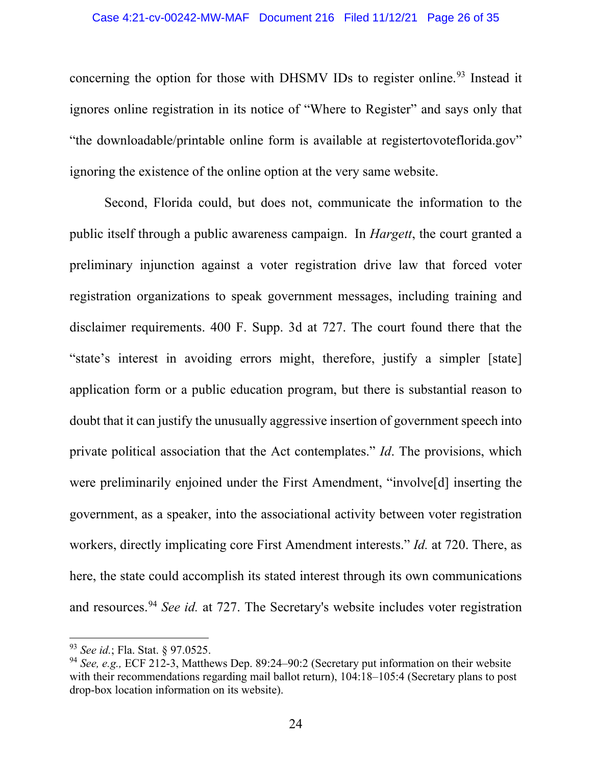concerning the option for those with DHSMV IDs to register online.[93] Instead it ignores online registration in its notice of "Where to Register" and says only that "the downloadable/printable online form is available at registertovoteflorida.gov" ignoring the existence of the online option at the very same website.

Second, Florida could, but does not, communicate the information to the public itself through a public awareness campaign. In *Hargett*, the court granted a preliminary injunction against a voter registration drive law that forced voter registration organizations to speak government messages, including training and disclaimer requirements. 400 F. Supp. 3d at 727. The court found there that the "state's interest in avoiding errors might, therefore, justify a simpler [state] application form or a public education program, but there is substantial reason to doubt that it can justify the unusually aggressive insertion of government speech into private political association that the Act contemplates." *Id*. The provisions, which were preliminarily enjoined under the First Amendment, "involve[d] inserting the government, as a speaker, into the associational activity between voter registration workers, directly implicating core First Amendment interests." *Id.* at 720. There, as here, the state could accomplish its stated interest through its own communications and resources.[94] *See id.* at 727. The Secretary's website includes voter registration

---

[93] *See id.*; Fla. Stat. § 97.0525.

[94] *See, e.g.,* ECF 212-3, Matthews Dep. 89:24–90:2 (Secretary put information on their website with their recommendations regarding mail ballot return), 104:18–105:4 (Secretary plans to post drop-box location information on its website).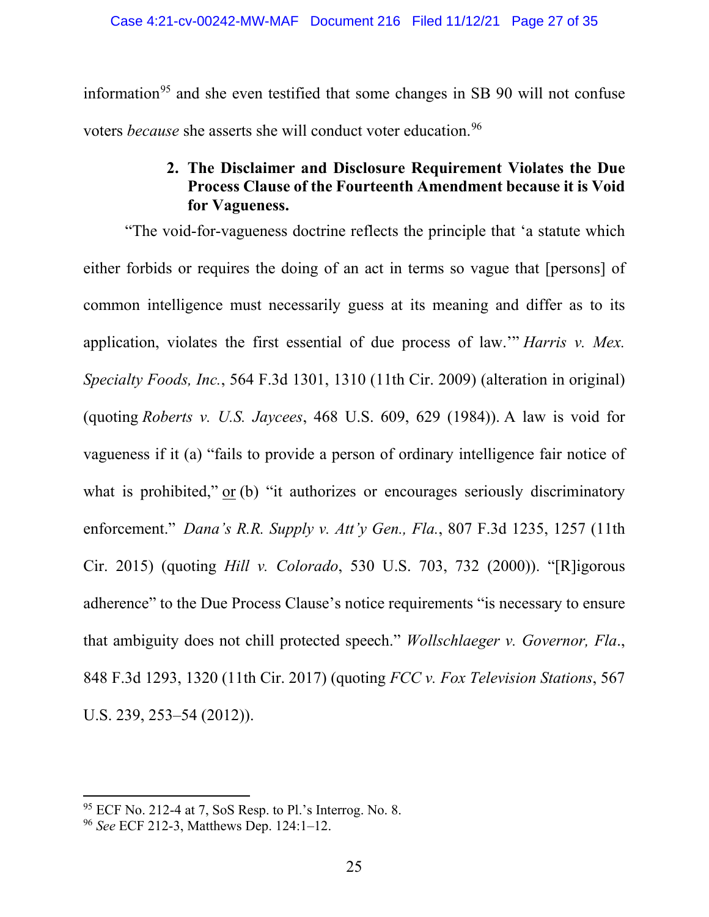information[95] and she even testified that some changes in SB 90 will not confuse voters *because* she asserts she will conduct voter education.[96]

### 2. The Disclaimer and Disclosure Requirement Violates the Due Process Clause of the Fourteenth Amendment because it is Void for Vagueness.

"The void-for-vagueness doctrine reflects the principle that 'a statute which either forbids or requires the doing of an act in terms so vague that [persons] of common intelligence must necessarily guess at its meaning and differ as to its application, violates the first essential of due process of law.'" *Harris v. Mex. Specialty Foods, Inc.*, 564 F.3d 1301, 1310 (11th Cir. 2009) (alteration in original) (quoting *Roberts v. U.S. Jaycees*, 468 U.S. 609, 629 (1984)). A law is void for vagueness if it (a) "fails to provide a person of ordinary intelligence fair notice of what is prohibited," <u>or</u> (b) "it authorizes or encourages seriously discriminatory enforcement." *Dana's R.R. Supply v. Att'y Gen., Fla.*, 807 F.3d 1235, 1257 (11th Cir. 2015) (quoting *Hill v. Colorado*, 530 U.S. 703, 732 (2000)). "[R]igorous adherence" to the Due Process Clause's notice requirements "is necessary to ensure that ambiguity does not chill protected speech." *Wollschlaeger v. Governor, Fla.*, 848 F.3d 1293, 1320 (11th Cir. 2017) (quoting *FCC v. Fox Television Stations*, 567 U.S. 239, 253–54 (2012)).

---

[95] ECF No. 212-4 at 7, SoS Resp. to Pl.'s Interrog. No. 8.

[96] *See* ECF 212-3, Matthews Dep. 124:1–12.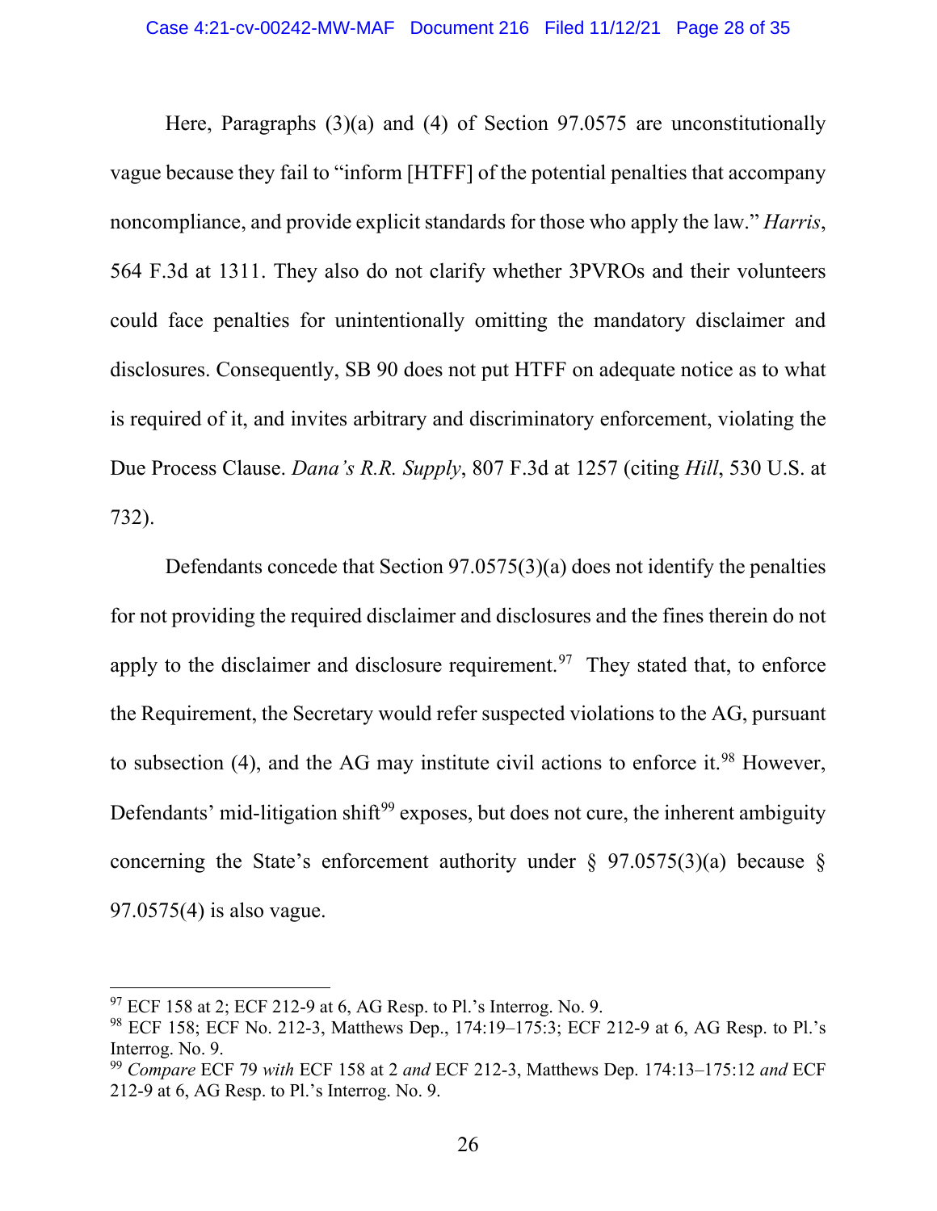Here, Paragraphs (3)(a) and (4) of Section 97.0575 are unconstitutionally vague because they fail to "inform [HTFF] of the potential penalties that accompany noncompliance, and provide explicit standards for those who apply the law." *Harris*, 564 F.3d at 1311. They also do not clarify whether 3PVROs and their volunteers could face penalties for unintentionally omitting the mandatory disclaimer and disclosures. Consequently, SB 90 does not put HTFF on adequate notice as to what is required of it, and invites arbitrary and discriminatory enforcement, violating the Due Process Clause. *Dana's R.R. Supply*, 807 F.3d at 1257 (citing *Hill*, 530 U.S. at 732).

Defendants concede that Section 97.0575(3)(a) does not identify the penalties for not providing the required disclaimer and disclosures and the fines therein do not apply to the disclaimer and disclosure requirement.[97] They stated that, to enforce the Requirement, the Secretary would refer suspected violations to the AG, pursuant to subsection (4), and the AG may institute civil actions to enforce it.[98] However, Defendants' mid-litigation shift[99] exposes, but does not cure, the inherent ambiguity concerning the State's enforcement authority under § 97.0575(3)(a) because § 97.0575(4) is also vague.

---

[97] ECF 158 at 2; ECF 212-9 at 6, AG Resp. to Pl.'s Interrog. No. 9.

[98] ECF 158; ECF No. 212-3, Matthews Dep., 174:19–175:3; ECF 212-9 at 6, AG Resp. to Pl.'s Interrog. No. 9.

[99] *Compare* ECF 79 *with* ECF 158 at 2 *and* ECF 212-3, Matthews Dep. 174:13–175:12 *and* ECF 212-9 at 6, AG Resp. to Pl.'s Interrog. No. 9.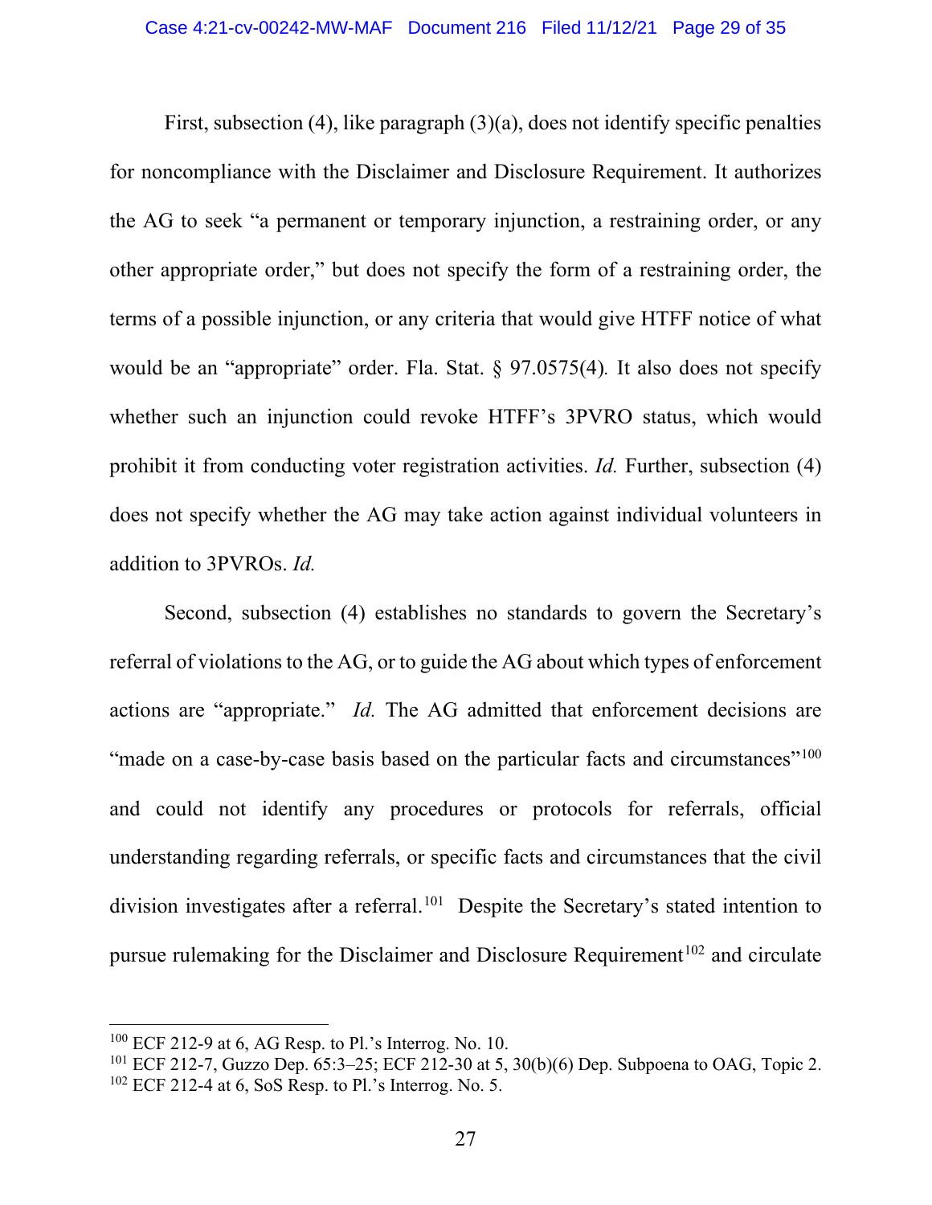First, subsection (4), like paragraph (3)(a), does not identify specific penalties for noncompliance with the Disclaimer and Disclosure Requirement. It authorizes the AG to seek "a permanent or temporary injunction, a restraining order, or any other appropriate order," but does not specify the form of a restraining order, the terms of a possible injunction, or any criteria that would give HTFF notice of what would be an "appropriate" order. Fla. Stat. § 97.0575(4)*.* It also does not specify whether such an injunction could revoke HTFF's 3PVRO status, which would prohibit it from conducting voter registration activities. *Id.* Further, subsection (4) does not specify whether the AG may take action against individual volunteers in addition to 3PVROs. *Id.*

Second, subsection (4) establishes no standards to govern the Secretary's referral of violations to the AG, or to guide the AG about which types of enforcement actions are "appropriate." *Id.* The AG admitted that enforcement decisions are "made on a case-by-case basis based on the particular facts and circumstances"[100] and could not identify any procedures or protocols for referrals, official understanding regarding referrals, or specific facts and circumstances that the civil division investigates after a referral.[101] Despite the Secretary's stated intention to pursue rulemaking for the Disclaimer and Disclosure Requirement[102] and circulate

---

[100] ECF 212-9 at 6, AG Resp. to Pl.'s Interrog. No. 10.

[101] ECF 212-7, Guzzo Dep. 65:3–25; ECF 212-30 at 5, 30(b)(6) Dep. Subpoena to OAG, Topic 2.

[102] ECF 212-4 at 6, SoS Resp. to Pl.'s Interrog. No. 5.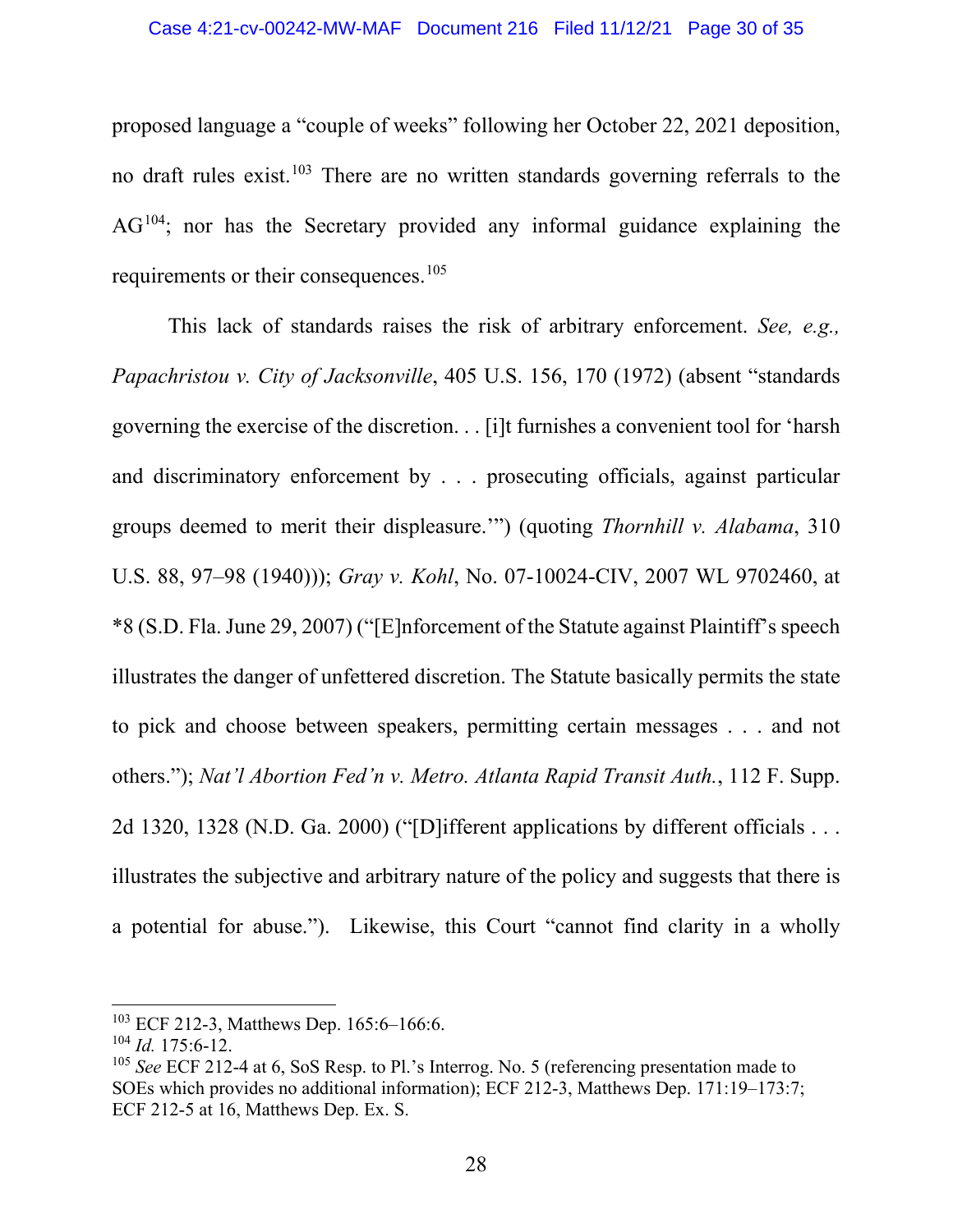proposed language a "couple of weeks" following her October 22, 2021 deposition, no draft rules exist.[103] There are no written standards governing referrals to the AG[104]; nor has the Secretary provided any informal guidance explaining the requirements or their consequences.[105]

This lack of standards raises the risk of arbitrary enforcement. *See, e.g., Papachristou v. City of Jacksonville*, 405 U.S. 156, 170 (1972) (absent "standards governing the exercise of the discretion. . . [i]t furnishes a convenient tool for 'harsh and discriminatory enforcement by . . . prosecuting officials, against particular groups deemed to merit their displeasure.'") (quoting *Thornhill v. Alabama*, 310 U.S. 88, 97–98 (1940))); *Gray v. Kohl*, No. 07-10024-CIV, 2007 WL 9702460, at *8 (S.D. Fla. June 29, 2007) ("[E]nforcement of the Statute against Plaintiff's speech illustrates the danger of unfettered discretion. The Statute basically permits the state to pick and choose between speakers, permitting certain messages . . . and not others."); *Nat'l Abortion Fed'n v. Metro. Atlanta Rapid Transit Auth.*, 112 F. Supp. 2d 1320, 1328 (N.D. Ga. 2000) ("[D]ifferent applications by different officials . . . illustrates the subjective and arbitrary nature of the policy and suggests that there is a potential for abuse."). Likewise, this Court "cannot find clarity in a wholly

---

[103] ECF 212-3, Matthews Dep. 165:6–166:6.

[104] *Id.* 175:6-12.

[105] *See* ECF 212-4 at 6, SoS Resp. to Pl.'s Interrog. No. 5 (referencing presentation made to SOEs which provides no additional information); ECF 212-3, Matthews Dep. 171:19–173:7; ECF 212-5 at 16, Matthews Dep. Ex. S.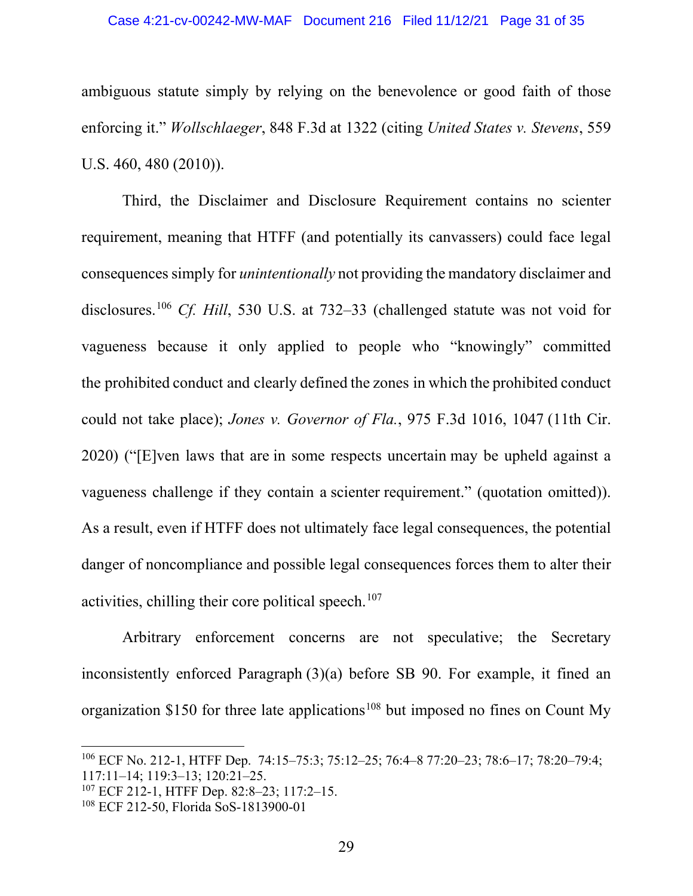ambiguous statute simply by relying on the benevolence or good faith of those enforcing it." *Wollschlaeger*, 848 F.3d at 1322 (citing *United States v. Stevens*, 559 U.S. 460, 480 (2010)).

Third, the Disclaimer and Disclosure Requirement contains no scienter requirement, meaning that HTFF (and potentially its canvassers) could face legal consequences simply for *unintentionally* not providing the mandatory disclaimer and disclosures.[106] *Cf. Hill*, 530 U.S. at 732–33 (challenged statute was not void for vagueness because it only applied to people who "knowingly" committed the prohibited conduct and clearly defined the zones in which the prohibited conduct could not take place); *Jones v. Governor of Fla.*, 975 F.3d 1016, 1047 (11th Cir. 2020) ("[E]ven laws that are in some respects uncertain may be upheld against a vagueness challenge if they contain a scienter requirement." (quotation omitted)). As a result, even if HTFF does not ultimately face legal consequences, the potential danger of noncompliance and possible legal consequences forces them to alter their activities, chilling their core political speech.[107]

Arbitrary enforcement concerns are not speculative; the Secretary inconsistently enforced Paragraph (3)(a) before SB 90. For example, it fined an organization $150 for three late applications[108] but imposed no fines on Count My

---

[106] ECF No. 212-1, HTFF Dep. 74:15–75:3; 75:12–25; 76:4–8 77:20–23; 78:6–17; 78:20–79:4; 117:11–14; 119:3–13; 120:21–25.

[107] ECF 212-1, HTFF Dep. 82:8–23; 117:2–15.

[108] ECF 212-50, Florida SoS-1813900-01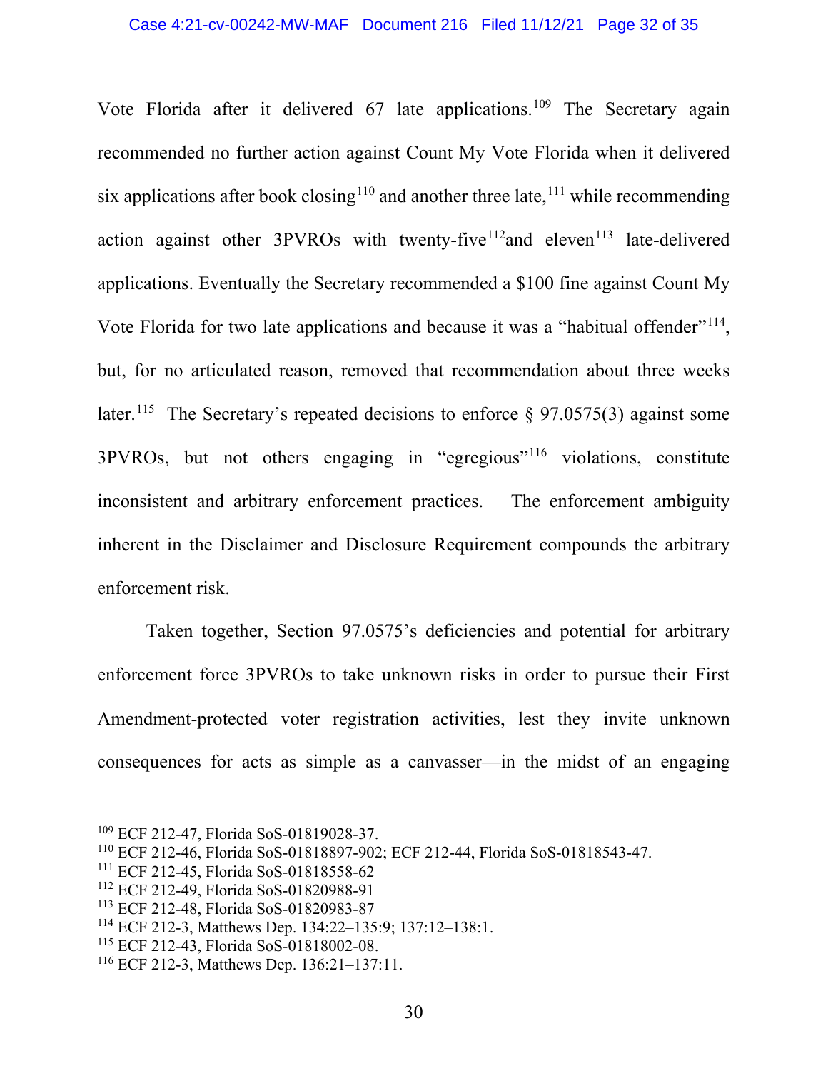Vote Florida after it delivered 67 late applications.[109] The Secretary again recommended no further action against Count My Vote Florida when it delivered six applications after book closing[110] and another three late,[111] while recommending action against other 3PVROs with twenty-five[112]and eleven[113] late-delivered applications. Eventually the Secretary recommended a $100 fine against Count My Vote Florida for two late applications and because it was a "habitual offender"[114], but, for no articulated reason, removed that recommendation about three weeks later.[115] The Secretary's repeated decisions to enforce § 97.0575(3) against some 3PVROs, but not others engaging in "egregious"[116] violations, constitute inconsistent and arbitrary enforcement practices. The enforcement ambiguity inherent in the Disclaimer and Disclosure Requirement compounds the arbitrary enforcement risk.

Taken together, Section 97.0575's deficiencies and potential for arbitrary enforcement force 3PVROs to take unknown risks in order to pursue their First Amendment-protected voter registration activities, lest they invite unknown consequences for acts as simple as a canvasser—in the midst of an engaging

---

[109] ECF 212-47, Florida SoS-01819028-37.

[110] ECF 212-46, Florida SoS-01818897-902; ECF 212-44, Florida SoS-01818543-47.

[111] ECF 212-45, Florida SoS-01818558-62

[112] ECF 212-49, Florida SoS-01820988-91

[113] ECF 212-48, Florida SoS-01820983-87

[114] ECF 212-3, Matthews Dep. 134:22–135:9; 137:12–138:1.

[115] ECF 212-43, Florida SoS-01818002-08.

[116] ECF 212-3, Matthews Dep. 136:21–137:11.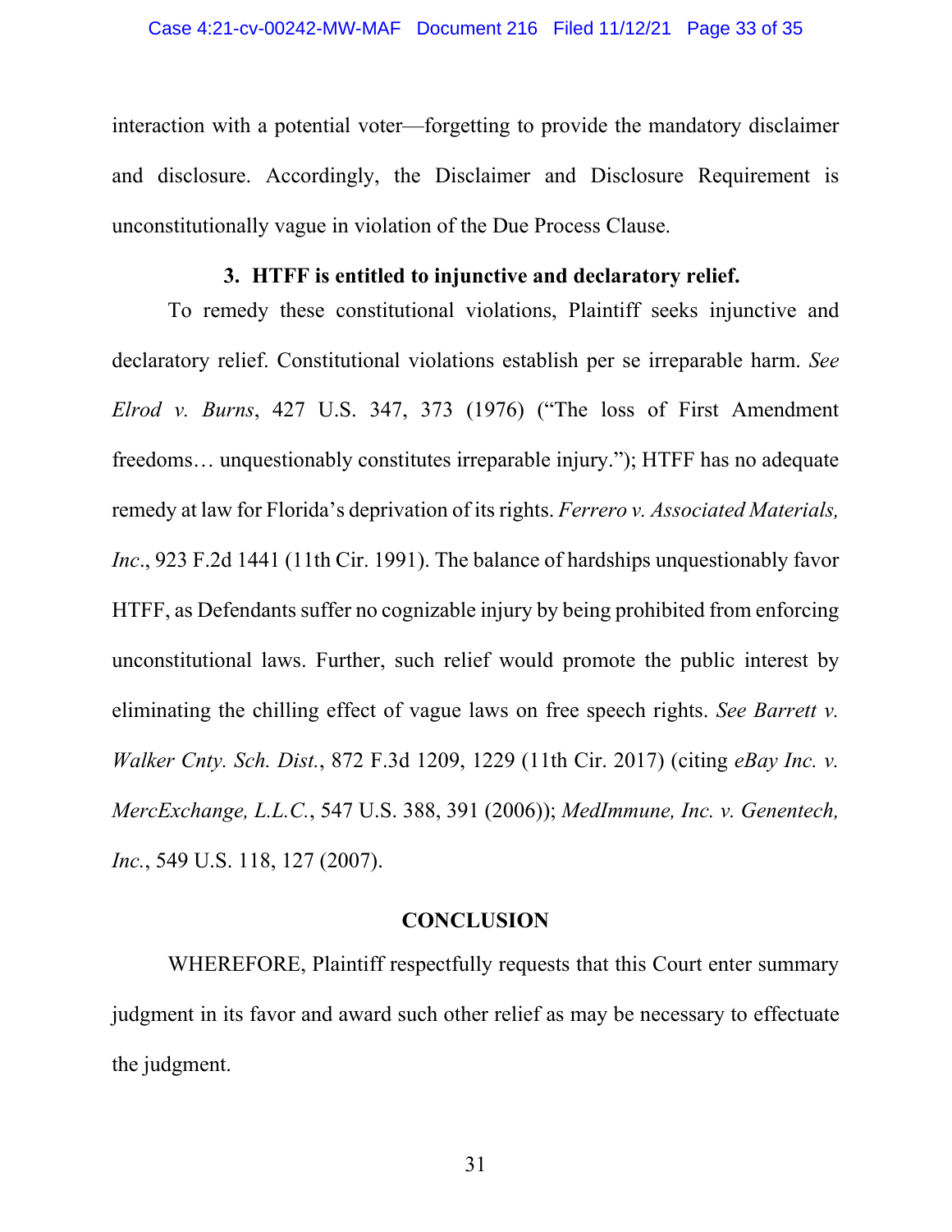interaction with a potential voter—forgetting to provide the mandatory disclaimer and disclosure. Accordingly, the Disclaimer and Disclosure Requirement is unconstitutionally vague in violation of the Due Process Clause.

### 3. HTFF is entitled to injunctive and declaratory relief.

To remedy these constitutional violations, Plaintiff seeks injunctive and declaratory relief. Constitutional violations establish per se irreparable harm. *See Elrod v. Burns*, 427 U.S. 347, 373 (1976) ("The loss of First Amendment freedoms… unquestionably constitutes irreparable injury."); HTFF has no adequate remedy at law for Florida's deprivation of its rights. *Ferrero v. Associated Materials, Inc.*, 923 F.2d 1441 (11th Cir. 1991). The balance of hardships unquestionably favor HTFF, as Defendants suffer no cognizable injury by being prohibited from enforcing unconstitutional laws. Further, such relief would promote the public interest by eliminating the chilling effect of vague laws on free speech rights. *See Barrett v. Walker Cnty. Sch. Dist.*, 872 F.3d 1209, 1229 (11th Cir. 2017) (citing *eBay Inc. v. MercExchange, L.L.C.*, 547 U.S. 388, 391 (2006)); *MedImmune, Inc. v. Genentech, Inc.*, 549 U.S. 118, 127 (2007).

## CONCLUSION

WHEREFORE, Plaintiff respectfully requests that this Court enter summary judgment in its favor and award such other relief as may be necessary to effectuate the judgment.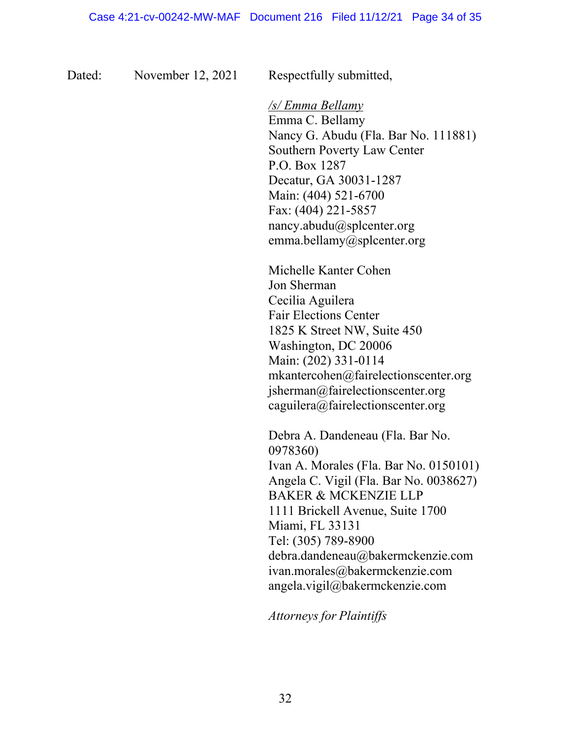Dated: November 12, 2021

Respectfully submitted,

/s/ Emma Bellamy
Emma C. Bellamy
Nancy G. Abudu (Fla. Bar No. 111881)
Southern Poverty Law Center
P.O. Box 1287
Decatur, GA 30031-1287
Main: (404) 521-6700
Fax: (404) 221-5857
nancy.abudu@splcenter.org
emma.bellamy@splcenter.org

Michelle Kanter Cohen
Jon Sherman
Cecilia Aguilera
Fair Elections Center
1825 K Street NW, Suite 450
Washington, DC 20006
Main: (202) 331-0114
mkantercohen@fairelectionscenter.org
jsherman@fairelectionscenter.org
caguilera@fairelectionscenter.org

Debra A. Dandeneau (Fla. Bar No. 0978360)
Ivan A. Morales (Fla. Bar No. 0150101)
Angela C. Vigil (Fla. Bar No. 0038627)
BAKER & MCKENZIE LLP
1111 Brickell Avenue, Suite 1700
Miami, FL 33131
Tel: (305) 789-8900
debra.dandeneau@bakermckenzie.com
ivan.morales@bakermckenzie.com
angela.vigil@bakermckenzie.com

*Attorneys for Plaintiffs*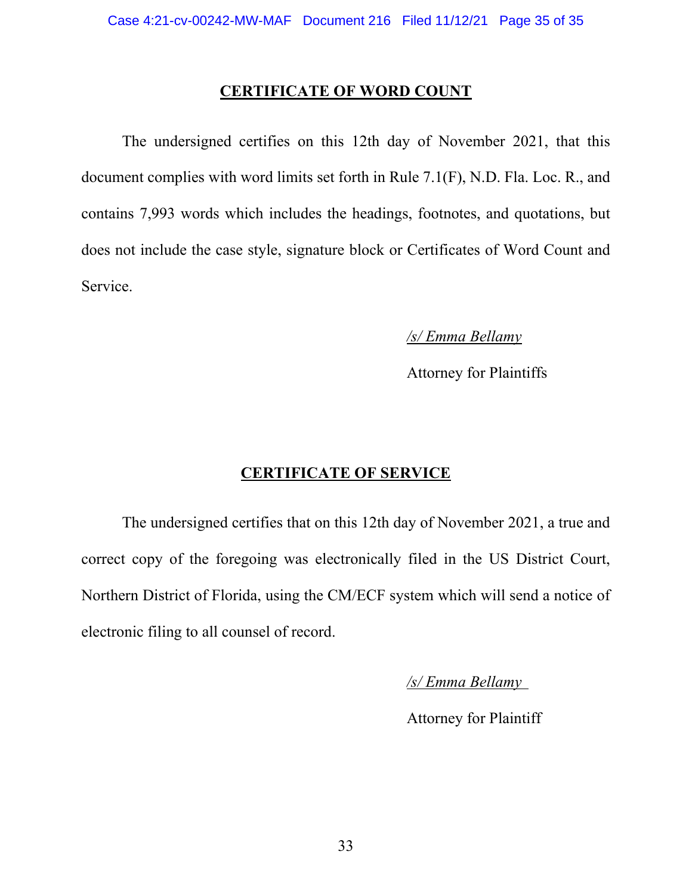## CERTIFICATE OF WORD COUNT

The undersigned certifies on this 12th day of November 2021, that this document complies with word limits set forth in Rule 7.1(F), N.D. Fla. Loc. R., and contains 7,993 words which includes the headings, footnotes, and quotations, but does not include the case style, signature block or Certificates of Word Count and Service.

*/s/ Emma Bellamy*

Attorney for Plaintiffs

## CERTIFICATE OF SERVICE

The undersigned certifies that on this 12th day of November 2021, a true and correct copy of the foregoing was electronically filed in the US District Court, Northern District of Florida, using the CM/ECF system which will send a notice of electronic filing to all counsel of record.

*/s/ Emma Bellamy*

Attorney for Plaintiff